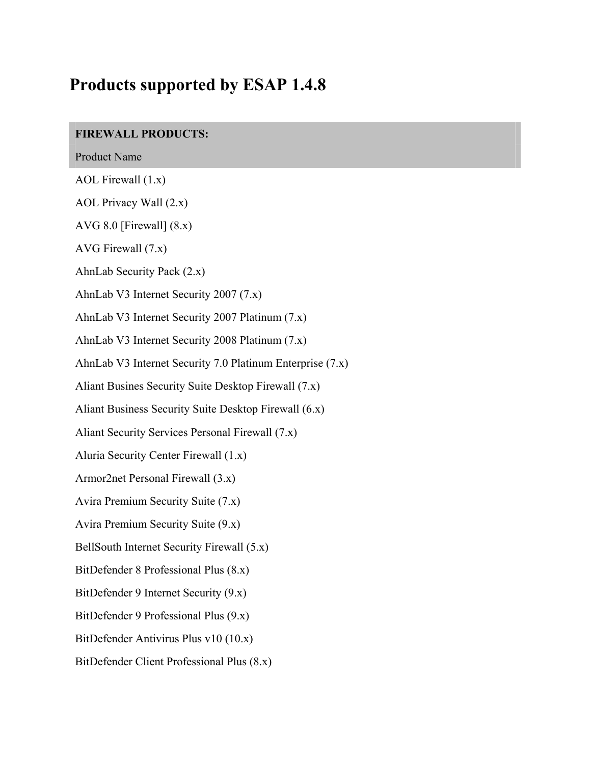# Products supported by ESAP 1.4.8

| FIREWALL PRODUCTS: |
| --- |
| Product Name |
| AOL Firewall (1.x) |
| AOL Privacy Wall (2.x) |
| AVG 8.0 [Firewall] (8.x) |
| AVG Firewall (7.x) |
| AhnLab Security Pack (2.x) |
| AhnLab V3 Internet Security 2007 (7.x) |
| AhnLab V3 Internet Security 2007 Platinum (7.x) |
| AhnLab V3 Internet Security 2008 Platinum (7.x) |
| AhnLab V3 Internet Security 7.0 Platinum Enterprise (7.x) |
| Aliant Busines Security Suite Desktop Firewall (7.x) |
| Aliant Business Security Suite Desktop Firewall (6.x) |
| Aliant Security Services Personal Firewall (7.x) |
| Aluria Security Center Firewall (1.x) |
| Armor2net Personal Firewall (3.x) |
| Avira Premium Security Suite (7.x) |
| Avira Premium Security Suite (9.x) |
| BellSouth Internet Security Firewall (5.x) |
| BitDefender 8 Professional Plus (8.x) |
| BitDefender 9 Internet Security (9.x) |
| BitDefender 9 Professional Plus (9.x) |
| BitDefender Antivirus Plus v10 (10.x) |
| BitDefender Client Professional Plus (8.x) |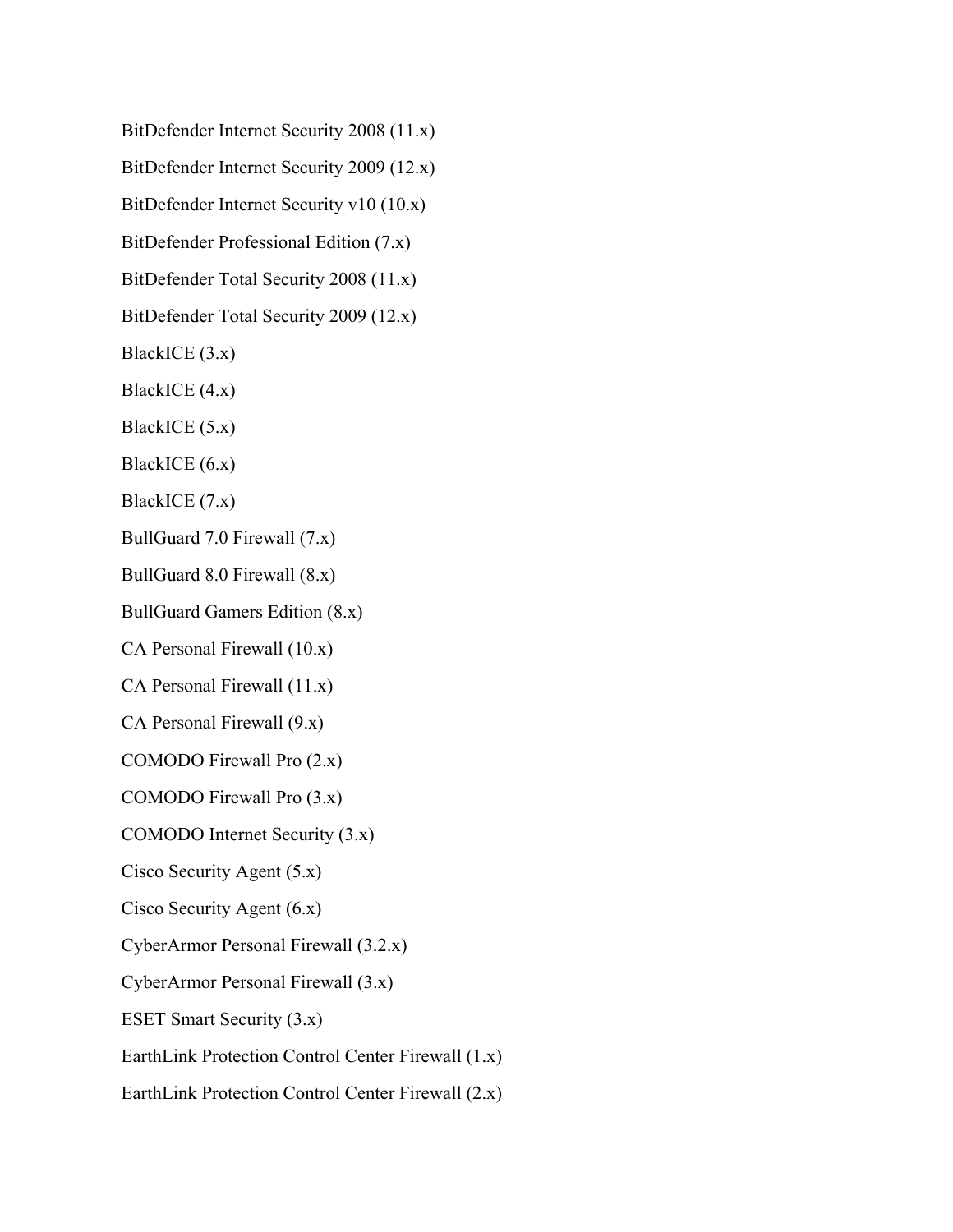BitDefender Internet Security 2008 (11.x)

BitDefender Internet Security 2009 (12.x)

BitDefender Internet Security v10 (10.x)

BitDefender Professional Edition (7.x)

BitDefender Total Security 2008 (11.x)

BitDefender Total Security 2009 (12.x)

BlackICE (3.x)

BlackICE (4.x)

BlackICE (5.x)

BlackICE (6.x)

BlackICE (7.x)

BullGuard 7.0 Firewall (7.x)

BullGuard 8.0 Firewall (8.x)

BullGuard Gamers Edition (8.x)

CA Personal Firewall (10.x)

CA Personal Firewall (11.x)

CA Personal Firewall (9.x)

COMODO Firewall Pro (2.x)

COMODO Firewall Pro (3.x)

COMODO Internet Security (3.x)

Cisco Security Agent (5.x)

Cisco Security Agent (6.x)

CyberArmor Personal Firewall (3.2.x)

CyberArmor Personal Firewall (3.x)

ESET Smart Security (3.x)

EarthLink Protection Control Center Firewall (1.x)

EarthLink Protection Control Center Firewall (2.x)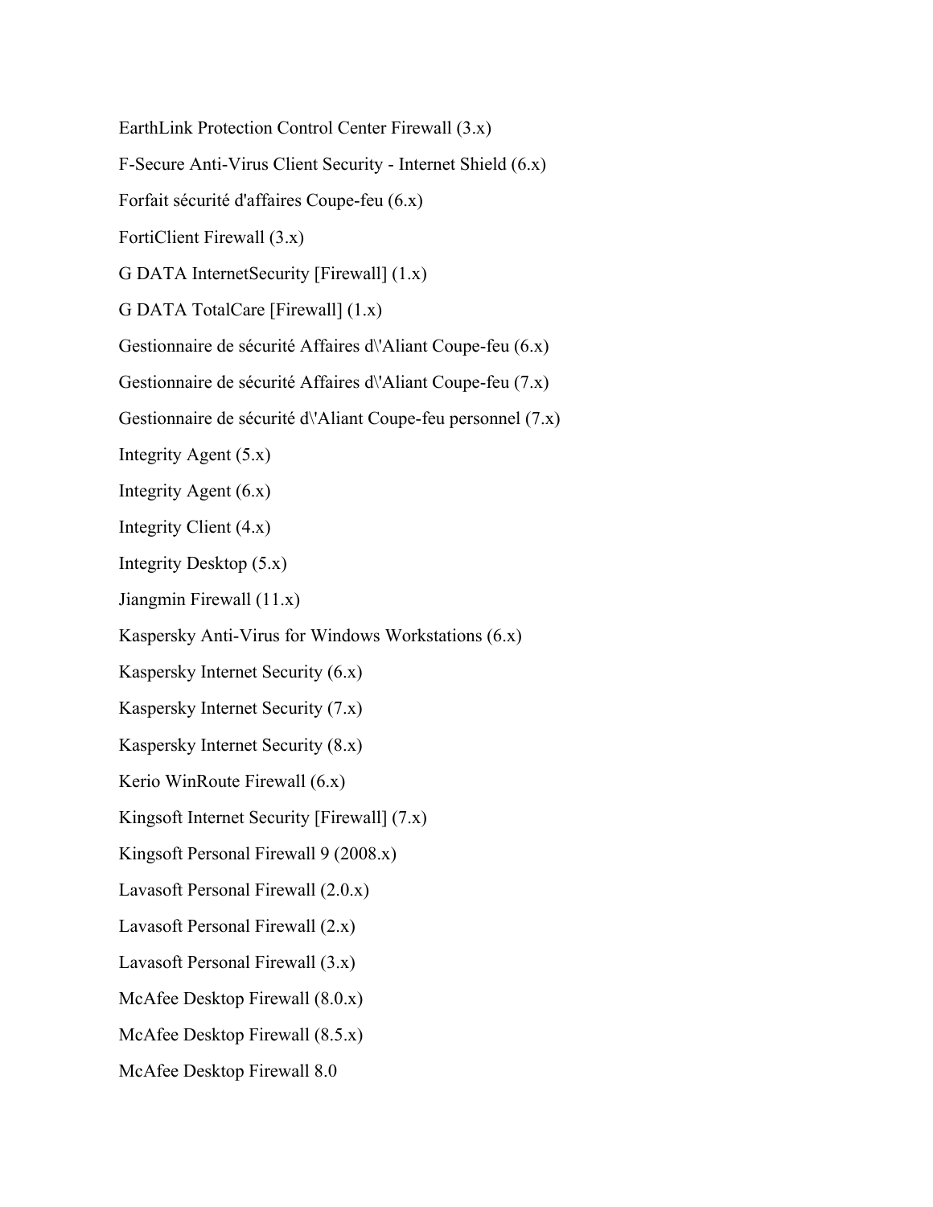EarthLink Protection Control Center Firewall (3.x)

F-Secure Anti-Virus Client Security - Internet Shield (6.x)

Forfait sécurité d'affaires Coupe-feu (6.x)

FortiClient Firewall (3.x)

G DATA InternetSecurity [Firewall] (1.x)

G DATA TotalCare [Firewall] (1.x)

Gestionnaire de sécurité Affaires d\'Aliant Coupe-feu (6.x)

Gestionnaire de sécurité Affaires d\'Aliant Coupe-feu (7.x)

Gestionnaire de sécurité d\'Aliant Coupe-feu personnel (7.x)

Integrity Agent (5.x)

Integrity Agent (6.x)

Integrity Client (4.x)

Integrity Desktop (5.x)

Jiangmin Firewall (11.x)

Kaspersky Anti-Virus for Windows Workstations (6.x)

Kaspersky Internet Security (6.x)

Kaspersky Internet Security (7.x)

Kaspersky Internet Security (8.x)

Kerio WinRoute Firewall (6.x)

Kingsoft Internet Security [Firewall] (7.x)

Kingsoft Personal Firewall 9 (2008.x)

Lavasoft Personal Firewall (2.0.x)

Lavasoft Personal Firewall (2.x)

Lavasoft Personal Firewall (3.x)

McAfee Desktop Firewall (8.0.x)

McAfee Desktop Firewall (8.5.x)

McAfee Desktop Firewall 8.0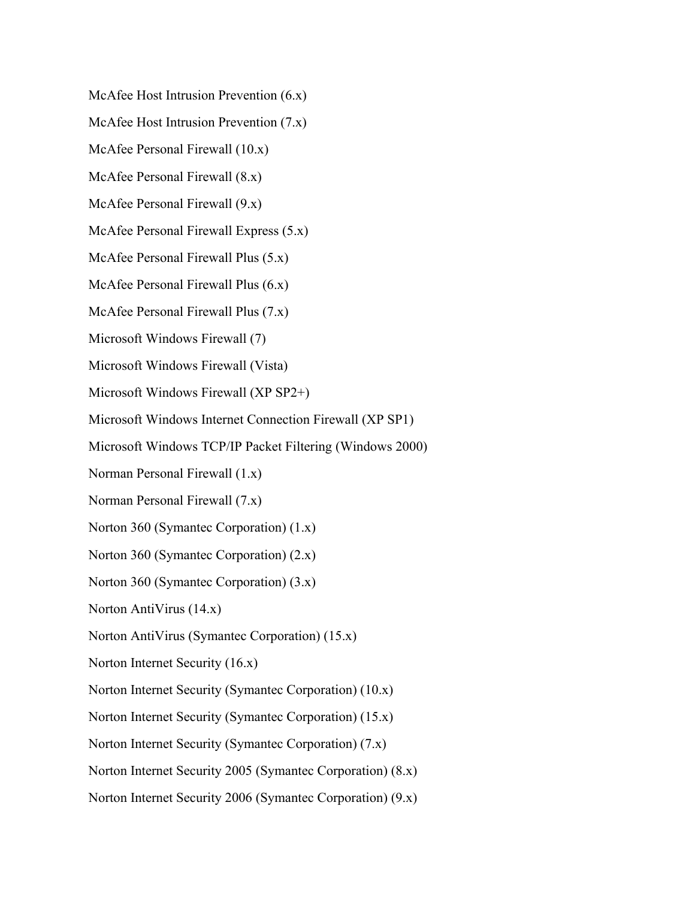McAfee Host Intrusion Prevention (6.x)

McAfee Host Intrusion Prevention (7.x)

McAfee Personal Firewall (10.x)

McAfee Personal Firewall (8.x)

McAfee Personal Firewall (9.x)

McAfee Personal Firewall Express (5.x)

McAfee Personal Firewall Plus (5.x)

McAfee Personal Firewall Plus (6.x)

McAfee Personal Firewall Plus (7.x)

Microsoft Windows Firewall (7)

Microsoft Windows Firewall (Vista)

Microsoft Windows Firewall (XP SP2+)

Microsoft Windows Internet Connection Firewall (XP SP1)

Microsoft Windows TCP/IP Packet Filtering (Windows 2000)

Norman Personal Firewall (1.x)

Norman Personal Firewall (7.x)

Norton 360 (Symantec Corporation) (1.x)

Norton 360 (Symantec Corporation) (2.x)

Norton 360 (Symantec Corporation) (3.x)

Norton AntiVirus (14.x)

Norton AntiVirus (Symantec Corporation) (15.x)

Norton Internet Security (16.x)

Norton Internet Security (Symantec Corporation) (10.x)

Norton Internet Security (Symantec Corporation) (15.x)

Norton Internet Security (Symantec Corporation) (7.x)

Norton Internet Security 2005 (Symantec Corporation) (8.x)

Norton Internet Security 2006 (Symantec Corporation) (9.x)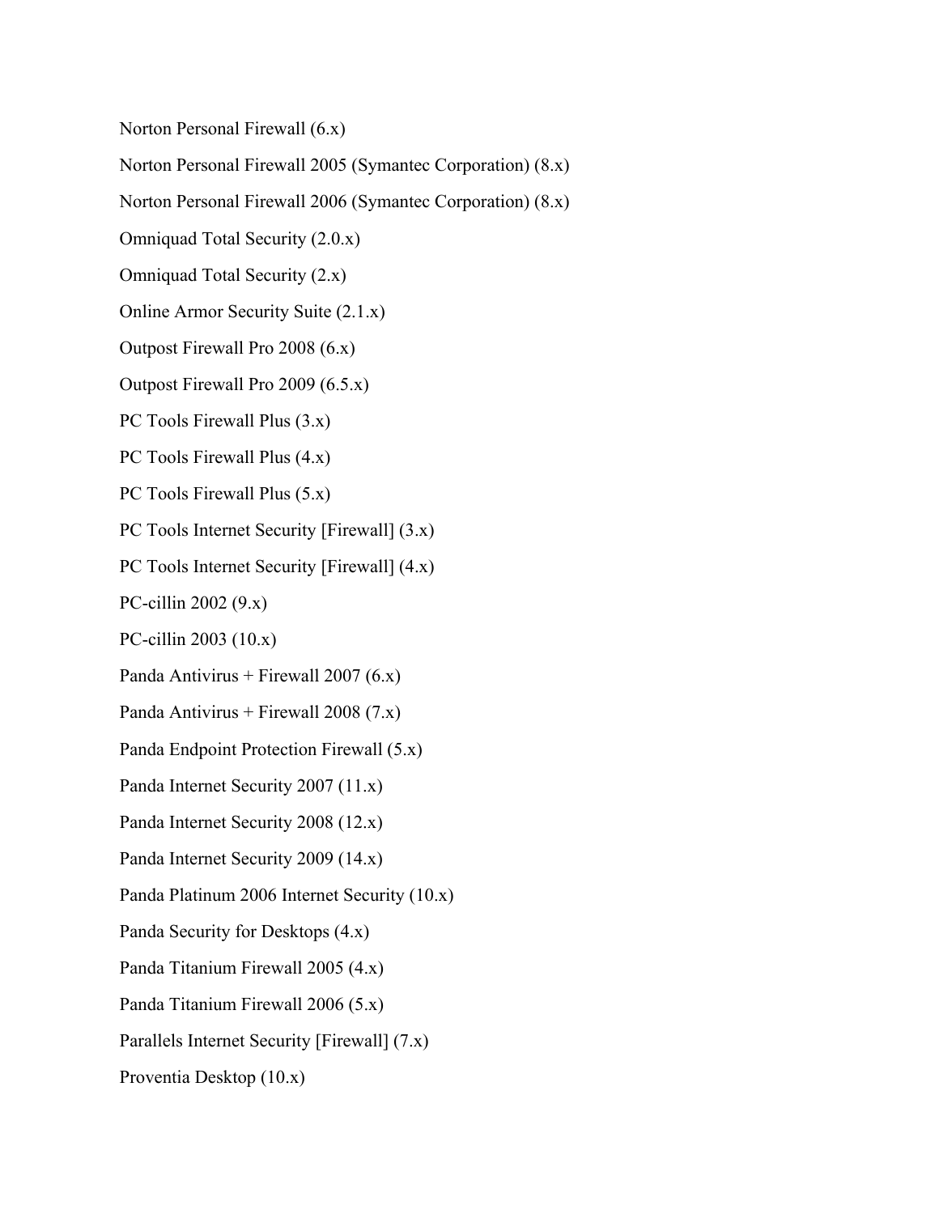Norton Personal Firewall (6.x)

Norton Personal Firewall 2005 (Symantec Corporation) (8.x)

Norton Personal Firewall 2006 (Symantec Corporation) (8.x)

Omniquad Total Security (2.0.x)

Omniquad Total Security (2.x)

Online Armor Security Suite (2.1.x)

Outpost Firewall Pro 2008 (6.x)

Outpost Firewall Pro 2009 (6.5.x)

PC Tools Firewall Plus (3.x)

PC Tools Firewall Plus (4.x)

PC Tools Firewall Plus (5.x)

PC Tools Internet Security [Firewall] (3.x)

PC Tools Internet Security [Firewall] (4.x)

PC-cillin 2002 (9.x)

PC-cillin 2003 (10.x)

Panda Antivirus + Firewall 2007 (6.x)

Panda Antivirus + Firewall 2008 (7.x)

Panda Endpoint Protection Firewall (5.x)

Panda Internet Security 2007 (11.x)

Panda Internet Security 2008 (12.x)

Panda Internet Security 2009 (14.x)

Panda Platinum 2006 Internet Security (10.x)

Panda Security for Desktops (4.x)

Panda Titanium Firewall 2005 (4.x)

Panda Titanium Firewall 2006 (5.x)

Parallels Internet Security [Firewall] (7.x)

Proventia Desktop (10.x)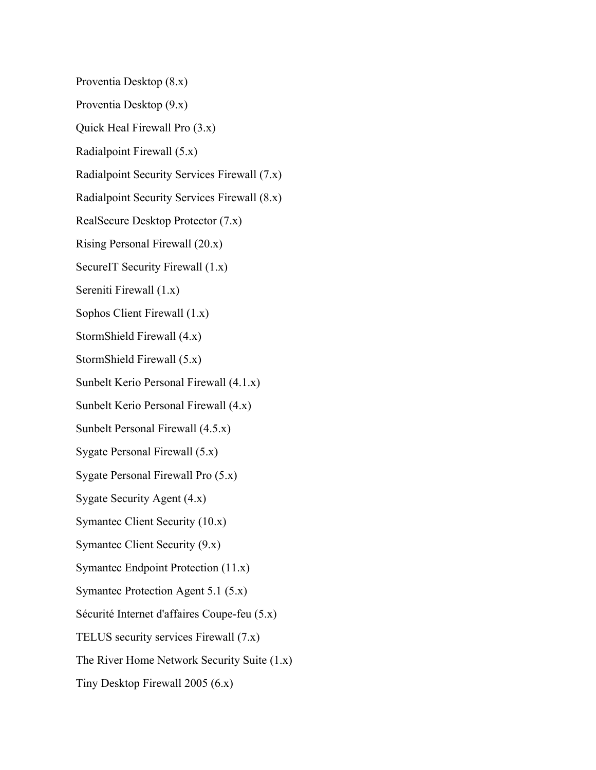Proventia Desktop (8.x)

Proventia Desktop (9.x)

Quick Heal Firewall Pro (3.x)

Radialpoint Firewall (5.x)

Radialpoint Security Services Firewall (7.x)

Radialpoint Security Services Firewall (8.x)

RealSecure Desktop Protector (7.x)

Rising Personal Firewall (20.x)

SecureIT Security Firewall (1.x)

Sereniti Firewall (1.x)

Sophos Client Firewall (1.x)

StormShield Firewall (4.x)

StormShield Firewall (5.x)

Sunbelt Kerio Personal Firewall (4.1.x)

Sunbelt Kerio Personal Firewall (4.x)

Sunbelt Personal Firewall (4.5.x)

Sygate Personal Firewall (5.x)

Sygate Personal Firewall Pro (5.x)

Sygate Security Agent (4.x)

Symantec Client Security (10.x)

Symantec Client Security (9.x)

Symantec Endpoint Protection (11.x)

Symantec Protection Agent 5.1 (5.x)

Sécurité Internet d'affaires Coupe-feu (5.x)

TELUS security services Firewall (7.x)

The River Home Network Security Suite (1.x)

Tiny Desktop Firewall 2005 (6.x)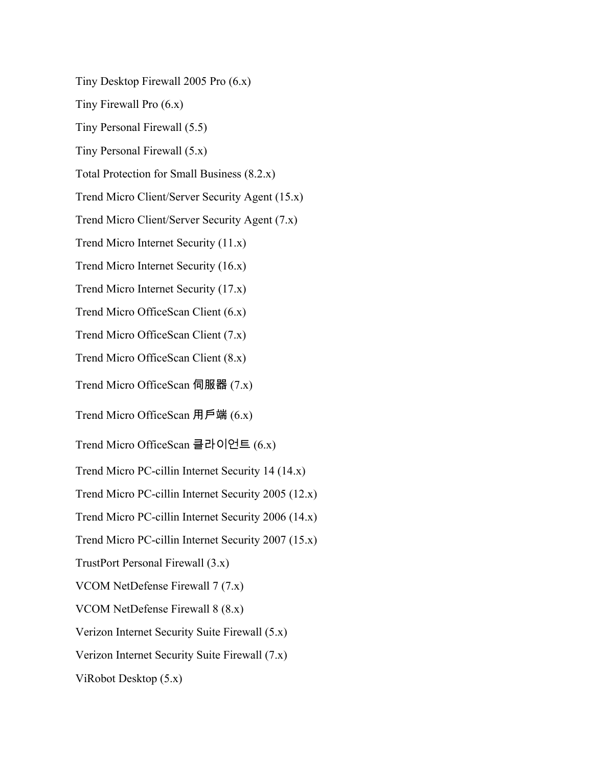Tiny Desktop Firewall 2005 Pro (6.x)

Tiny Firewall Pro (6.x)

Tiny Personal Firewall (5.5)

Tiny Personal Firewall (5.x)

Total Protection for Small Business (8.2.x)

Trend Micro Client/Server Security Agent (15.x)

Trend Micro Client/Server Security Agent (7.x)

Trend Micro Internet Security (11.x)

Trend Micro Internet Security (16.x)

Trend Micro Internet Security (17.x)

Trend Micro OfficeScan Client (6.x)

Trend Micro OfficeScan Client (7.x)

Trend Micro OfficeScan Client (8.x)

Trend Micro OfficeScan 伺服器 (7.x)

Trend Micro OfficeScan 用戶端 (6.x)

Trend Micro OfficeScan 클라이언트 (6.x)

Trend Micro PC-cillin Internet Security 14 (14.x)

Trend Micro PC-cillin Internet Security 2005 (12.x)

Trend Micro PC-cillin Internet Security 2006 (14.x)

Trend Micro PC-cillin Internet Security 2007 (15.x)

TrustPort Personal Firewall (3.x)

VCOM NetDefense Firewall 7 (7.x)

VCOM NetDefense Firewall 8 (8.x)

Verizon Internet Security Suite Firewall (5.x)

Verizon Internet Security Suite Firewall (7.x)

ViRobot Desktop (5.x)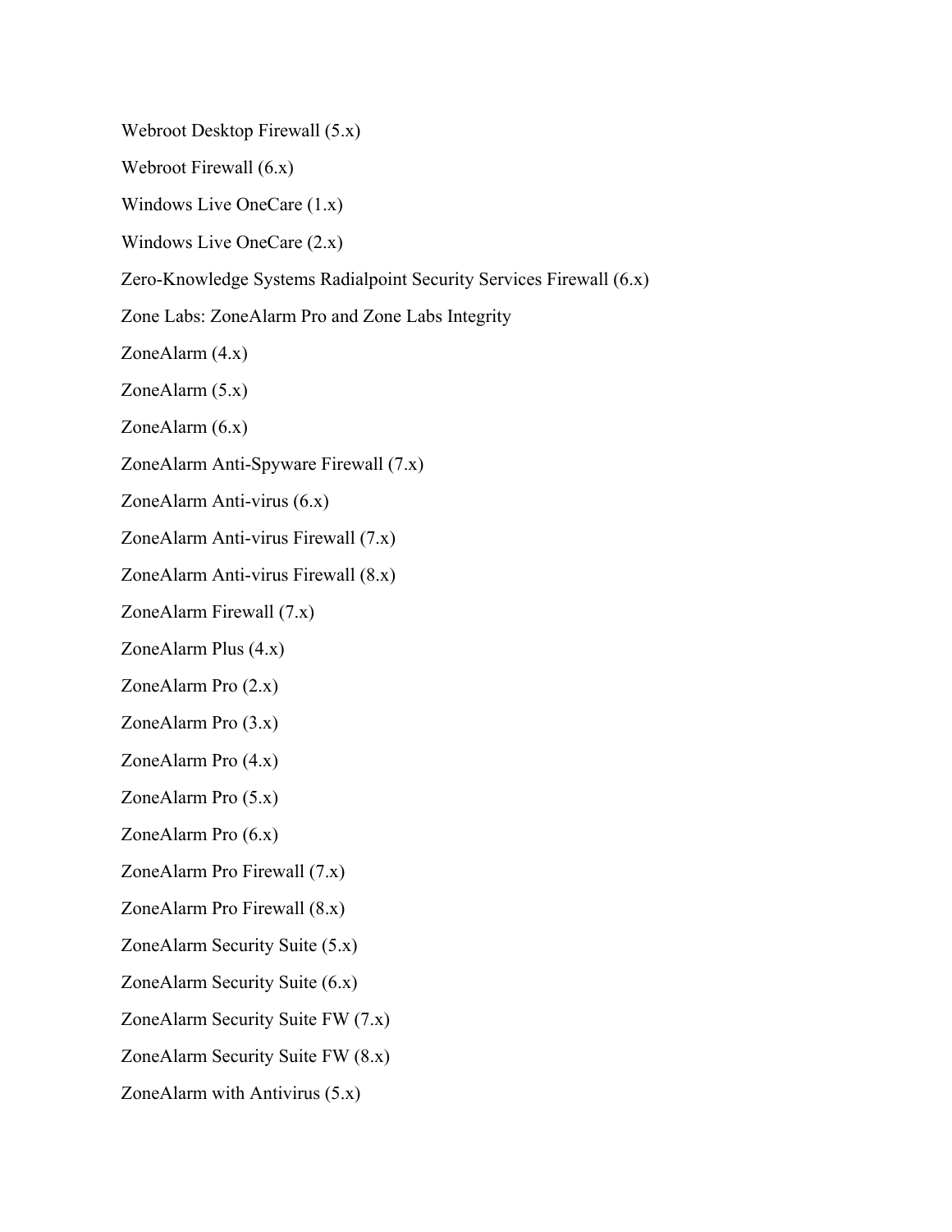Webroot Desktop Firewall (5.x)

Webroot Firewall (6.x)

Windows Live OneCare (1.x)

Windows Live OneCare (2.x)

Zero-Knowledge Systems Radialpoint Security Services Firewall (6.x)

Zone Labs: ZoneAlarm Pro and Zone Labs Integrity

ZoneAlarm (4.x)

ZoneAlarm (5.x)

ZoneAlarm (6.x)

ZoneAlarm Anti-Spyware Firewall (7.x)

ZoneAlarm Anti-virus (6.x)

ZoneAlarm Anti-virus Firewall (7.x)

ZoneAlarm Anti-virus Firewall (8.x)

ZoneAlarm Firewall (7.x)

ZoneAlarm Plus (4.x)

ZoneAlarm Pro (2.x)

ZoneAlarm Pro (3.x)

ZoneAlarm Pro (4.x)

ZoneAlarm Pro (5.x)

ZoneAlarm Pro (6.x)

ZoneAlarm Pro Firewall (7.x)

ZoneAlarm Pro Firewall (8.x)

ZoneAlarm Security Suite (5.x)

ZoneAlarm Security Suite (6.x)

ZoneAlarm Security Suite FW (7.x)

ZoneAlarm Security Suite FW (8.x)

ZoneAlarm with Antivirus (5.x)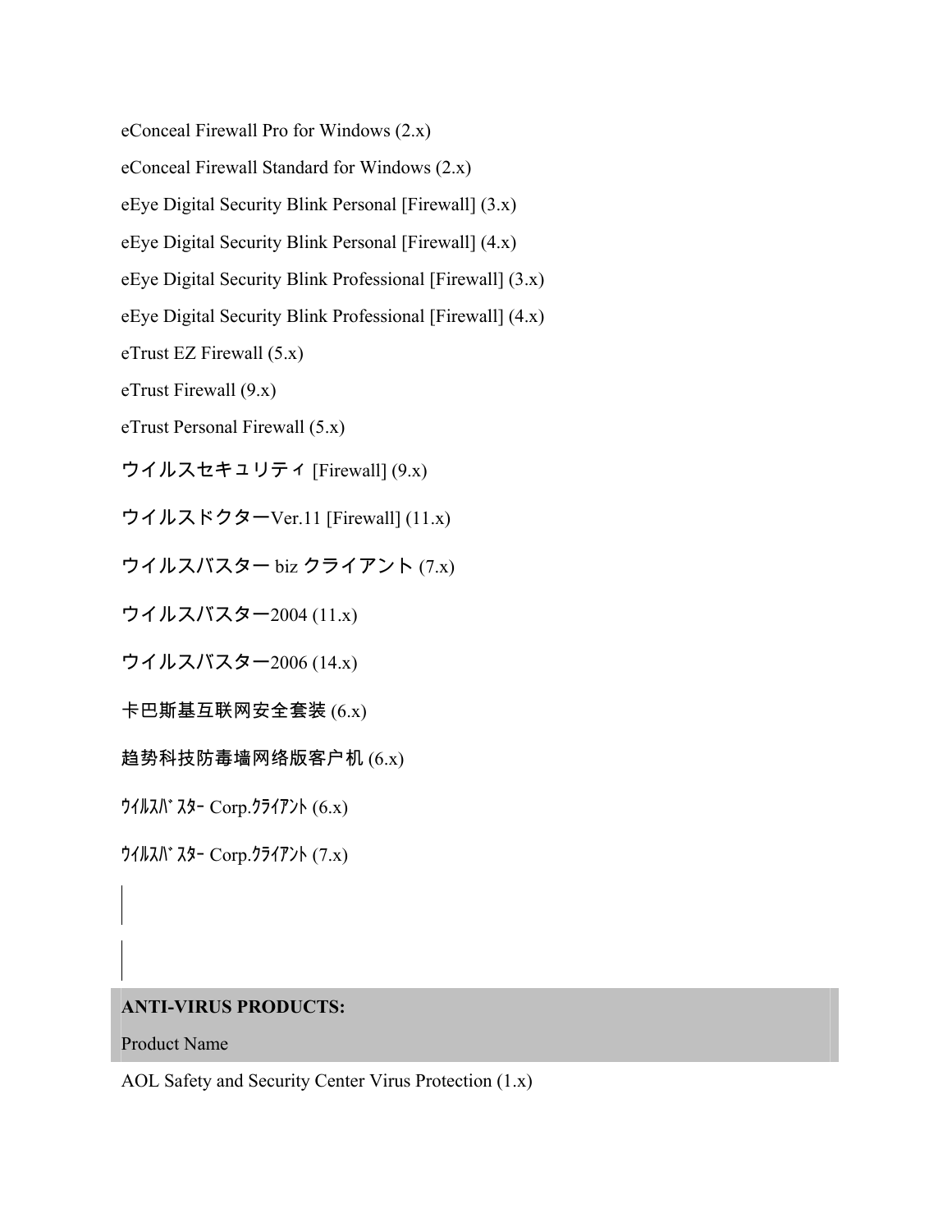eConceal Firewall Pro for Windows (2.x)

eConceal Firewall Standard for Windows (2.x)

eEye Digital Security Blink Personal [Firewall] (3.x)

eEye Digital Security Blink Personal [Firewall] (4.x)

eEye Digital Security Blink Professional [Firewall] (3.x)

eEye Digital Security Blink Professional [Firewall] (4.x)

eTrust EZ Firewall (5.x)

eTrust Firewall (9.x)

eTrust Personal Firewall (5.x)

ウイルスセキュリティ [Firewall] (9.x)

ウイルスドクターVer.11 [Firewall] (11.x)

ウイルスバスター biz クライアント (7.x)

ウイルスバスター2004 (11.x)

ウイルスバスター2006 (14.x)

卡巴斯基互联网安全套装 (6.x)

趋势科技防毒墙网络版客户机 (6.x)

ｳｲﾙｽﾊﾞｽﾀｰ Corp.ｸﾗｲｱﾝﾄ (6.x)

ｳｲﾙｽﾊﾞｽﾀｰ Corp.ｸﾗｲｱﾝﾄ (7.x)

| **ANTI-VIRUS PRODUCTS:** |
|---|
| Product Name |
| AOL Safety and Security Center Virus Protection (1.x) |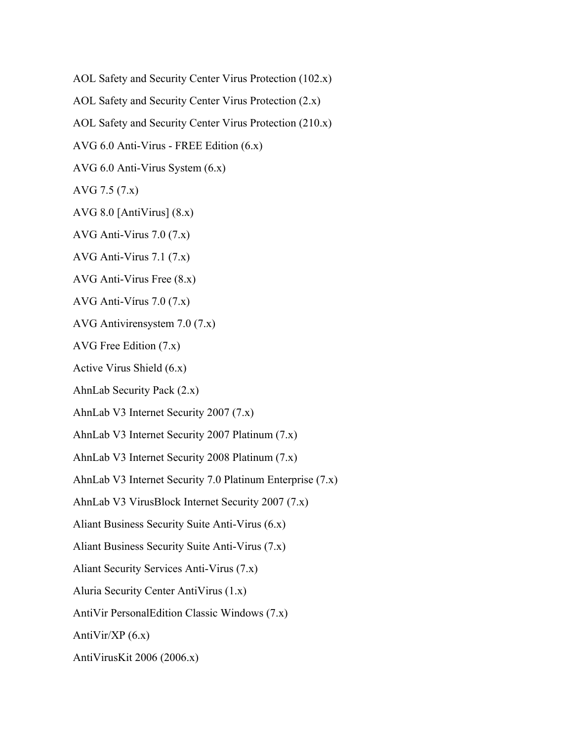AOL Safety and Security Center Virus Protection (102.x)

AOL Safety and Security Center Virus Protection (2.x)

AOL Safety and Security Center Virus Protection (210.x)

AVG 6.0 Anti-Virus - FREE Edition (6.x)

AVG 6.0 Anti-Virus System (6.x)

AVG 7.5 (7.x)

AVG 8.0 [AntiVirus] (8.x)

AVG Anti-Virus 7.0 (7.x)

AVG Anti-Virus 7.1 (7.x)

AVG Anti-Virus Free (8.x)

AVG Anti-Vírus 7.0 (7.x)

AVG Antivirensystem 7.0 (7.x)

AVG Free Edition (7.x)

Active Virus Shield (6.x)

AhnLab Security Pack (2.x)

AhnLab V3 Internet Security 2007 (7.x)

AhnLab V3 Internet Security 2007 Platinum (7.x)

AhnLab V3 Internet Security 2008 Platinum (7.x)

AhnLab V3 Internet Security 7.0 Platinum Enterprise (7.x)

AhnLab V3 VirusBlock Internet Security 2007 (7.x)

Aliant Business Security Suite Anti-Virus (6.x)

Aliant Business Security Suite Anti-Virus (7.x)

Aliant Security Services Anti-Virus (7.x)

Aluria Security Center AntiVirus (1.x)

AntiVir PersonalEdition Classic Windows (7.x)

AntiVir/XP (6.x)

AntiVirusKit 2006 (2006.x)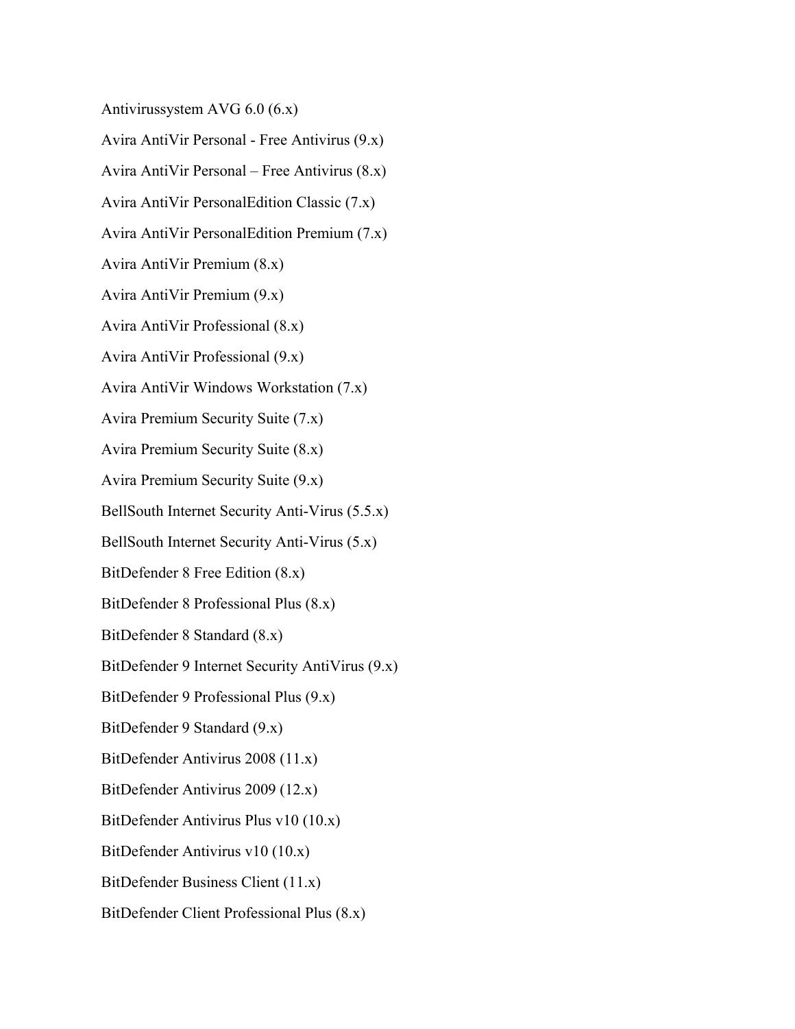Antivirussystem AVG 6.0 (6.x)

Avira AntiVir Personal - Free Antivirus (9.x)

Avira AntiVir Personal – Free Antivirus (8.x)

Avira AntiVir PersonalEdition Classic (7.x)

Avira AntiVir PersonalEdition Premium (7.x)

Avira AntiVir Premium (8.x)

Avira AntiVir Premium (9.x)

Avira AntiVir Professional (8.x)

Avira AntiVir Professional (9.x)

Avira AntiVir Windows Workstation (7.x)

Avira Premium Security Suite (7.x)

Avira Premium Security Suite (8.x)

Avira Premium Security Suite (9.x)

BellSouth Internet Security Anti-Virus (5.5.x)

BellSouth Internet Security Anti-Virus (5.x)

BitDefender 8 Free Edition (8.x)

BitDefender 8 Professional Plus (8.x)

BitDefender 8 Standard (8.x)

BitDefender 9 Internet Security AntiVirus (9.x)

BitDefender 9 Professional Plus (9.x)

BitDefender 9 Standard (9.x)

BitDefender Antivirus 2008 (11.x)

BitDefender Antivirus 2009 (12.x)

BitDefender Antivirus Plus v10 (10.x)

BitDefender Antivirus v10 (10.x)

BitDefender Business Client (11.x)

BitDefender Client Professional Plus (8.x)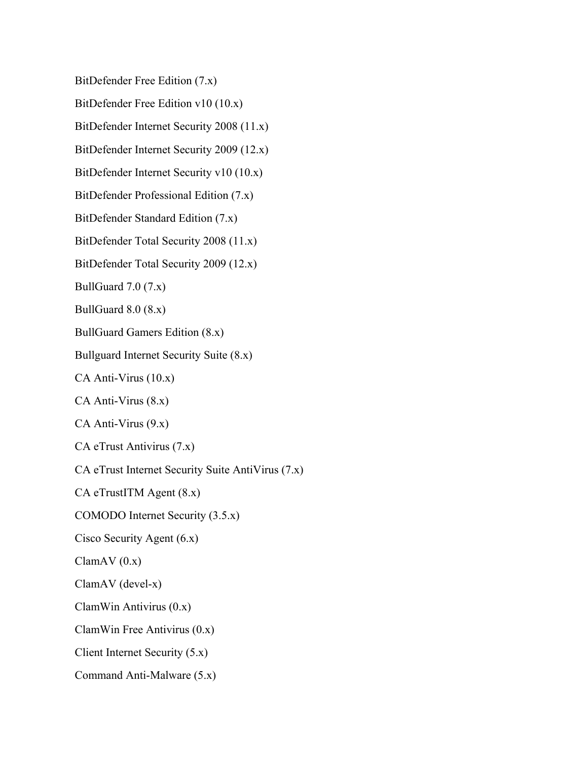BitDefender Free Edition (7.x)

BitDefender Free Edition v10 (10.x)

BitDefender Internet Security 2008 (11.x)

BitDefender Internet Security 2009 (12.x)

BitDefender Internet Security v10 (10.x)

BitDefender Professional Edition (7.x)

BitDefender Standard Edition (7.x)

BitDefender Total Security 2008 (11.x)

BitDefender Total Security 2009 (12.x)

BullGuard 7.0 (7.x)

BullGuard 8.0 (8.x)

BullGuard Gamers Edition (8.x)

Bullguard Internet Security Suite (8.x)

CA Anti-Virus (10.x)

CA Anti-Virus (8.x)

CA Anti-Virus (9.x)

CA eTrust Antivirus (7.x)

CA eTrust Internet Security Suite AntiVirus (7.x)

CA eTrustITM Agent (8.x)

COMODO Internet Security (3.5.x)

Cisco Security Agent (6.x)

ClamAV (0.x)

ClamAV (devel-x)

ClamWin Antivirus (0.x)

ClamWin Free Antivirus (0.x)

Client Internet Security (5.x)

Command Anti-Malware (5.x)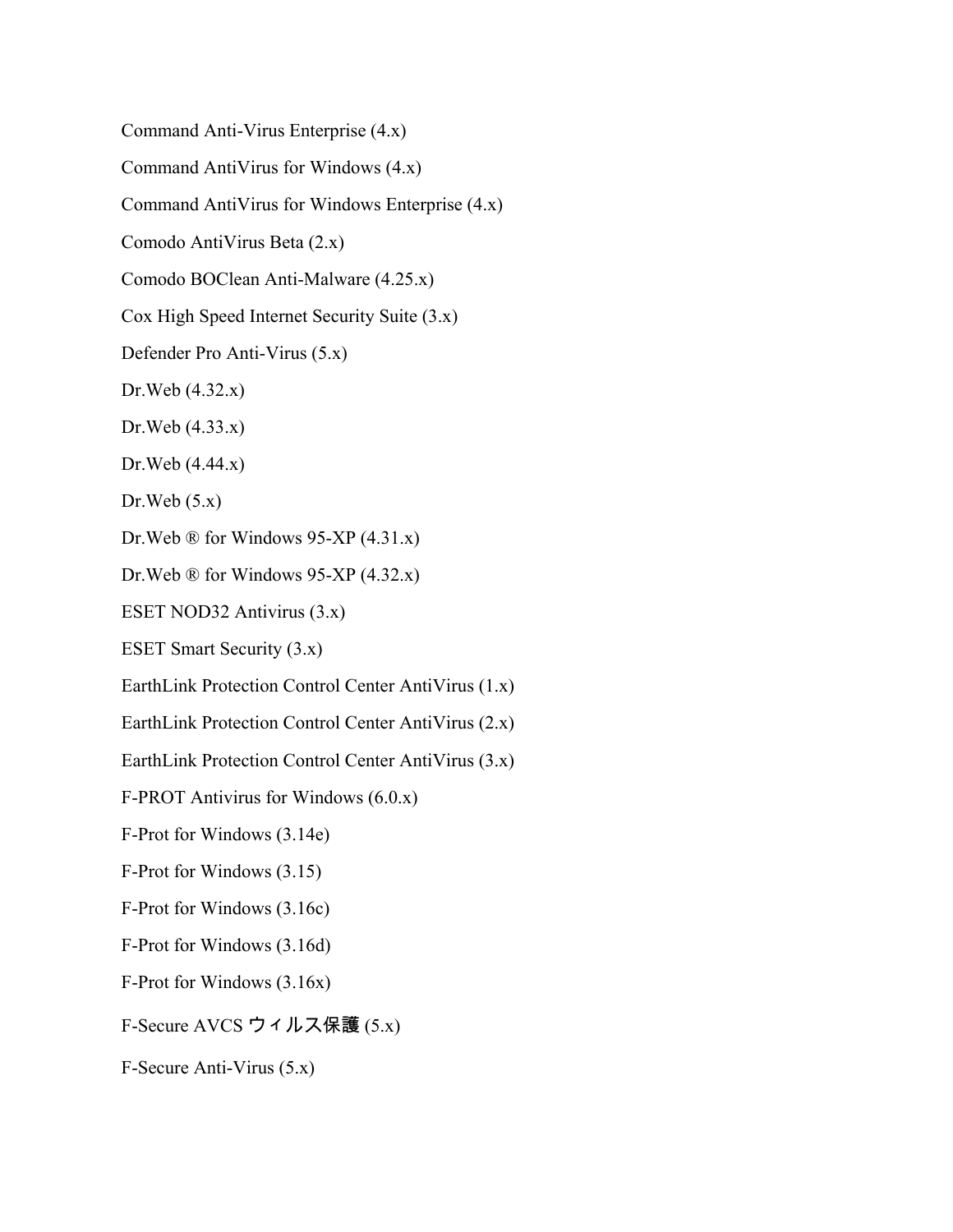Command Anti-Virus Enterprise (4.x)

Command AntiVirus for Windows (4.x)

Command AntiVirus for Windows Enterprise (4.x)

Comodo AntiVirus Beta (2.x)

Comodo BOClean Anti-Malware (4.25.x)

Cox High Speed Internet Security Suite (3.x)

Defender Pro Anti-Virus (5.x)

Dr.Web (4.32.x)

Dr.Web (4.33.x)

Dr.Web (4.44.x)

Dr.Web (5.x)

Dr.Web ® for Windows 95-XP (4.31.x)

Dr.Web ® for Windows 95-XP (4.32.x)

ESET NOD32 Antivirus (3.x)

ESET Smart Security (3.x)

EarthLink Protection Control Center AntiVirus (1.x)

EarthLink Protection Control Center AntiVirus (2.x)

EarthLink Protection Control Center AntiVirus (3.x)

F-PROT Antivirus for Windows (6.0.x)

F-Prot for Windows (3.14e)

F-Prot for Windows (3.15)

F-Prot for Windows (3.16c)

F-Prot for Windows (3.16d)

F-Prot for Windows (3.16x)

F-Secure AVCS ウィルス保護 (5.x)

F-Secure Anti-Virus (5.x)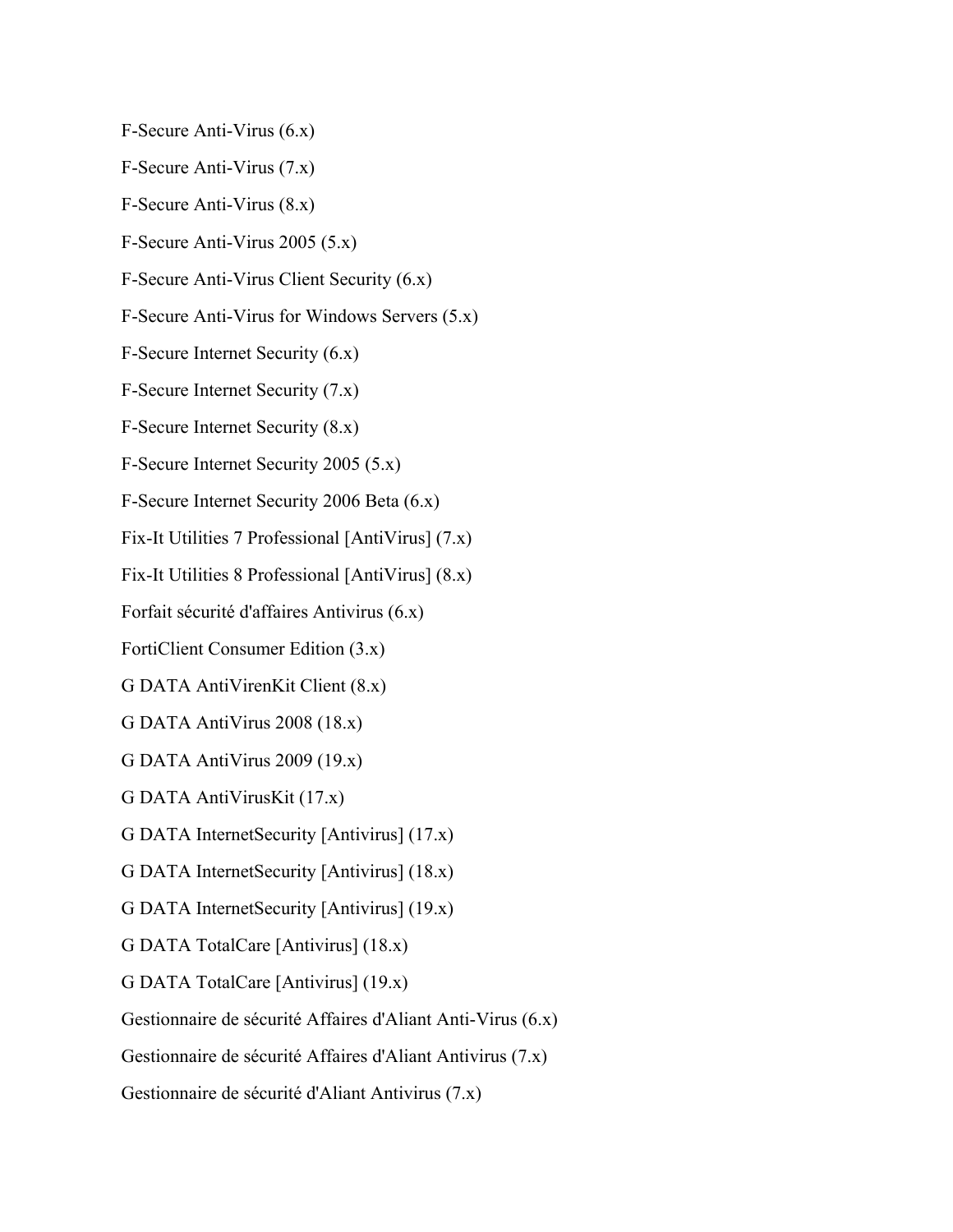F-Secure Anti-Virus (6.x)

F-Secure Anti-Virus (7.x)

F-Secure Anti-Virus (8.x)

F-Secure Anti-Virus 2005 (5.x)

F-Secure Anti-Virus Client Security (6.x)

F-Secure Anti-Virus for Windows Servers (5.x)

F-Secure Internet Security (6.x)

F-Secure Internet Security (7.x)

F-Secure Internet Security (8.x)

F-Secure Internet Security 2005 (5.x)

F-Secure Internet Security 2006 Beta (6.x)

Fix-It Utilities 7 Professional [AntiVirus] (7.x)

Fix-It Utilities 8 Professional [AntiVirus] (8.x)

Forfait sécurité d'affaires Antivirus (6.x)

FortiClient Consumer Edition (3.x)

G DATA AntiVirenKit Client (8.x)

G DATA AntiVirus 2008 (18.x)

G DATA AntiVirus 2009 (19.x)

G DATA AntiVirusKit (17.x)

G DATA InternetSecurity [Antivirus] (17.x)

G DATA InternetSecurity [Antivirus] (18.x)

G DATA InternetSecurity [Antivirus] (19.x)

G DATA TotalCare [Antivirus] (18.x)

G DATA TotalCare [Antivirus] (19.x)

Gestionnaire de sécurité Affaires d'Aliant Anti-Virus (6.x)

Gestionnaire de sécurité Affaires d'Aliant Antivirus (7.x)

Gestionnaire de sécurité d'Aliant Antivirus (7.x)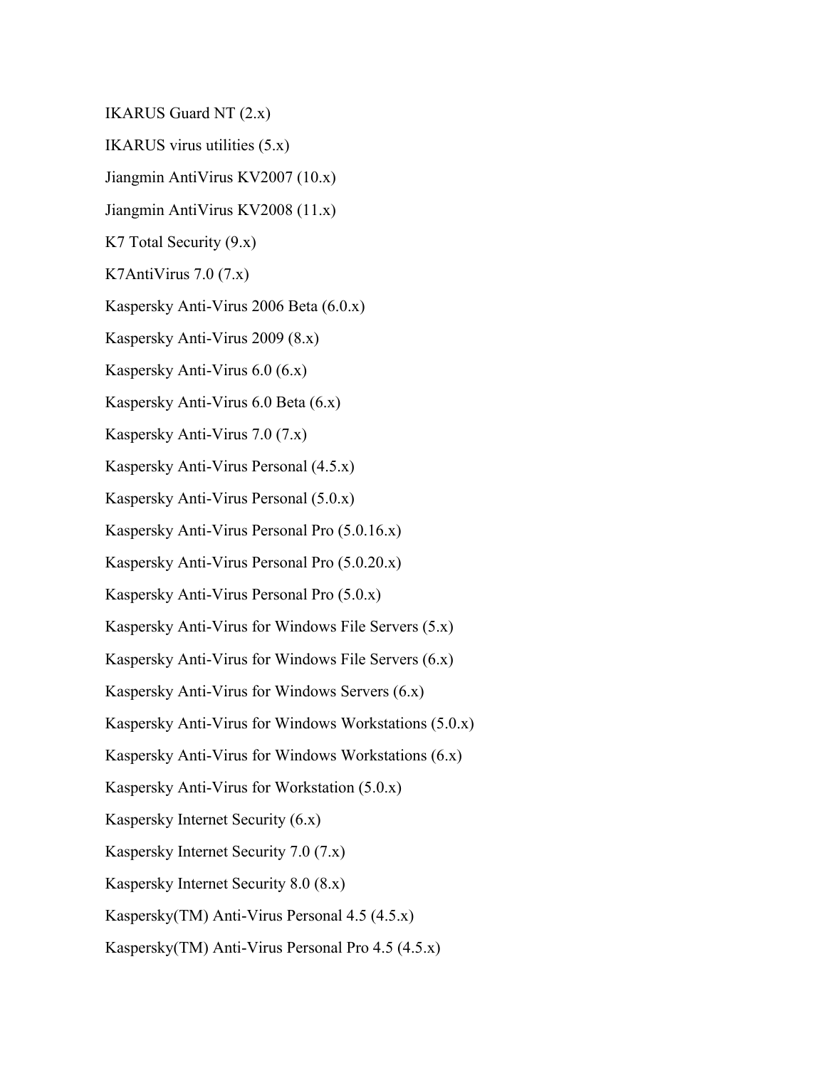IKARUS Guard NT (2.x)

IKARUS virus utilities (5.x)

Jiangmin AntiVirus KV2007 (10.x)

Jiangmin AntiVirus KV2008 (11.x)

K7 Total Security (9.x)

K7AntiVirus 7.0 (7.x)

Kaspersky Anti-Virus 2006 Beta (6.0.x)

Kaspersky Anti-Virus 2009 (8.x)

Kaspersky Anti-Virus 6.0 (6.x)

Kaspersky Anti-Virus 6.0 Beta (6.x)

Kaspersky Anti-Virus 7.0 (7.x)

Kaspersky Anti-Virus Personal (4.5.x)

Kaspersky Anti-Virus Personal (5.0.x)

Kaspersky Anti-Virus Personal Pro (5.0.16.x)

Kaspersky Anti-Virus Personal Pro (5.0.20.x)

Kaspersky Anti-Virus Personal Pro (5.0.x)

Kaspersky Anti-Virus for Windows File Servers (5.x)

Kaspersky Anti-Virus for Windows File Servers (6.x)

Kaspersky Anti-Virus for Windows Servers (6.x)

Kaspersky Anti-Virus for Windows Workstations (5.0.x)

Kaspersky Anti-Virus for Windows Workstations (6.x)

Kaspersky Anti-Virus for Workstation (5.0.x)

Kaspersky Internet Security (6.x)

Kaspersky Internet Security 7.0 (7.x)

Kaspersky Internet Security 8.0 (8.x)

Kaspersky(TM) Anti-Virus Personal 4.5 (4.5.x)

Kaspersky(TM) Anti-Virus Personal Pro 4.5 (4.5.x)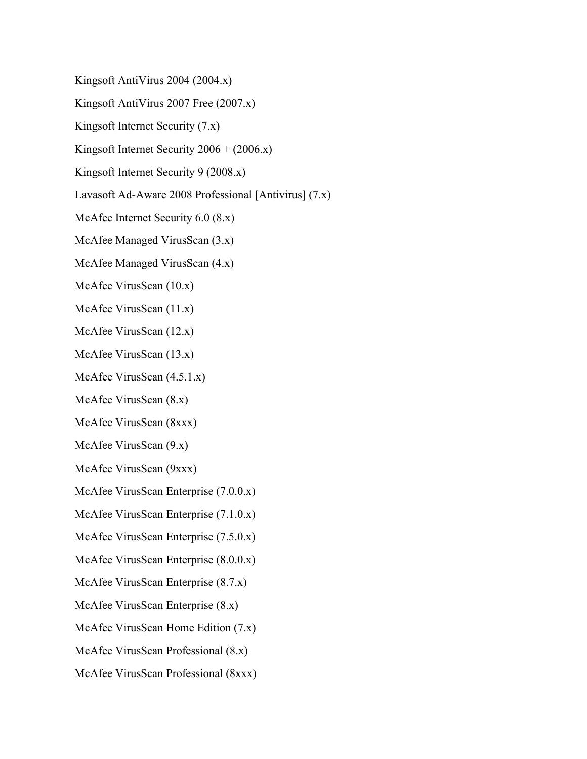Kingsoft AntiVirus 2004 (2004.x)

Kingsoft AntiVirus 2007 Free (2007.x)

Kingsoft Internet Security (7.x)

Kingsoft Internet Security 2006 + (2006.x)

Kingsoft Internet Security 9 (2008.x)

Lavasoft Ad-Aware 2008 Professional [Antivirus] (7.x)

McAfee Internet Security 6.0 (8.x)

McAfee Managed VirusScan (3.x)

McAfee Managed VirusScan (4.x)

McAfee VirusScan (10.x)

McAfee VirusScan (11.x)

McAfee VirusScan (12.x)

McAfee VirusScan (13.x)

McAfee VirusScan (4.5.1.x)

McAfee VirusScan (8.x)

McAfee VirusScan (8xxx)

McAfee VirusScan (9.x)

McAfee VirusScan (9xxx)

McAfee VirusScan Enterprise (7.0.0.x)

McAfee VirusScan Enterprise (7.1.0.x)

McAfee VirusScan Enterprise (7.5.0.x)

McAfee VirusScan Enterprise (8.0.0.x)

McAfee VirusScan Enterprise (8.7.x)

McAfee VirusScan Enterprise (8.x)

McAfee VirusScan Home Edition (7.x)

McAfee VirusScan Professional (8.x)

McAfee VirusScan Professional (8xxx)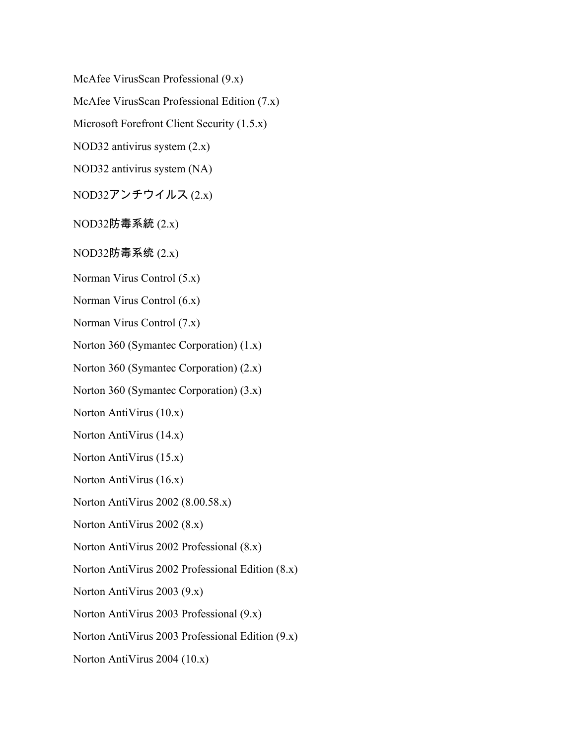McAfee VirusScan Professional (9.x)

McAfee VirusScan Professional Edition (7.x)

Microsoft Forefront Client Security (1.5.x)

NOD32 antivirus system (2.x)

NOD32 antivirus system (NA)

NOD32アンチウイルス (2.x)

NOD32防毒系統 (2.x)

NOD32防毒系统 (2.x)

Norman Virus Control (5.x)

Norman Virus Control (6.x)

Norman Virus Control (7.x)

Norton 360 (Symantec Corporation) (1.x)

Norton 360 (Symantec Corporation) (2.x)

Norton 360 (Symantec Corporation) (3.x)

Norton AntiVirus (10.x)

Norton AntiVirus (14.x)

Norton AntiVirus (15.x)

Norton AntiVirus (16.x)

Norton AntiVirus 2002 (8.00.58.x)

Norton AntiVirus 2002 (8.x)

Norton AntiVirus 2002 Professional (8.x)

Norton AntiVirus 2002 Professional Edition (8.x)

Norton AntiVirus 2003 (9.x)

Norton AntiVirus 2003 Professional (9.x)

Norton AntiVirus 2003 Professional Edition (9.x)

Norton AntiVirus 2004 (10.x)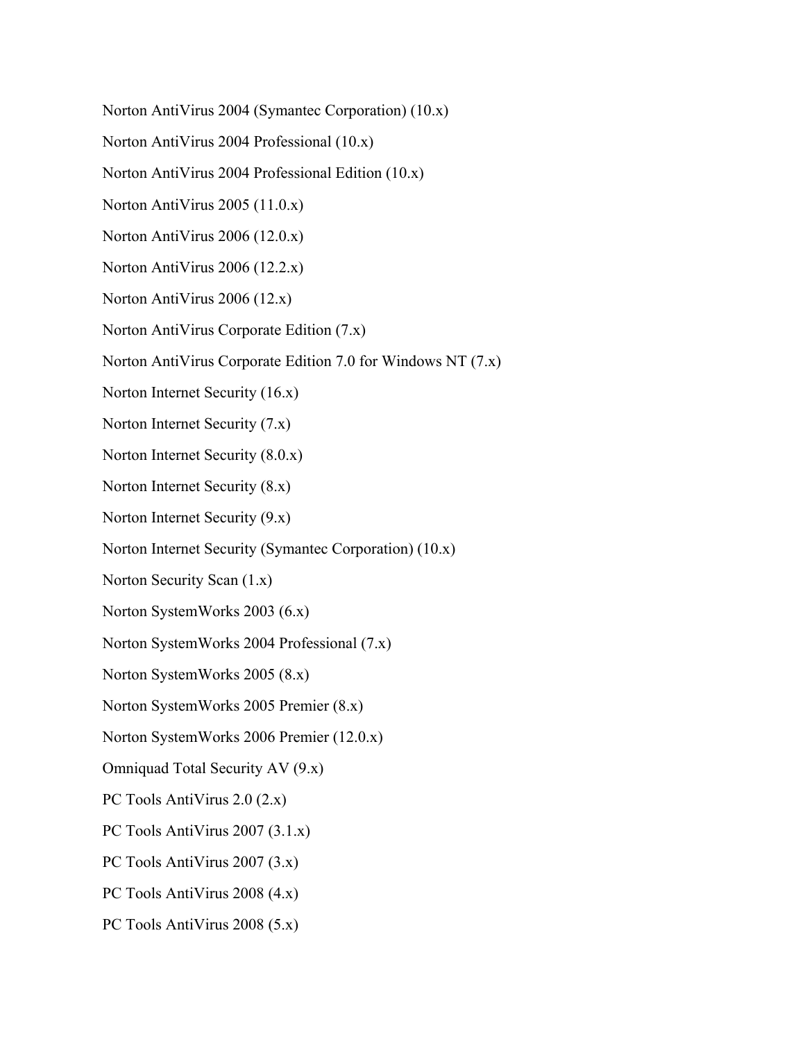Norton AntiVirus 2004 (Symantec Corporation) (10.x)

Norton AntiVirus 2004 Professional (10.x)

Norton AntiVirus 2004 Professional Edition (10.x)

Norton AntiVirus 2005 (11.0.x)

Norton AntiVirus 2006 (12.0.x)

Norton AntiVirus 2006 (12.2.x)

Norton AntiVirus 2006 (12.x)

Norton AntiVirus Corporate Edition (7.x)

Norton AntiVirus Corporate Edition 7.0 for Windows NT (7.x)

Norton Internet Security (16.x)

Norton Internet Security (7.x)

Norton Internet Security (8.0.x)

Norton Internet Security (8.x)

Norton Internet Security (9.x)

Norton Internet Security (Symantec Corporation) (10.x)

Norton Security Scan (1.x)

Norton SystemWorks 2003 (6.x)

Norton SystemWorks 2004 Professional (7.x)

Norton SystemWorks 2005 (8.x)

Norton SystemWorks 2005 Premier (8.x)

Norton SystemWorks 2006 Premier (12.0.x)

Omniquad Total Security AV (9.x)

PC Tools AntiVirus 2.0 (2.x)

PC Tools AntiVirus 2007 (3.1.x)

PC Tools AntiVirus 2007 (3.x)

PC Tools AntiVirus 2008 (4.x)

PC Tools AntiVirus 2008 (5.x)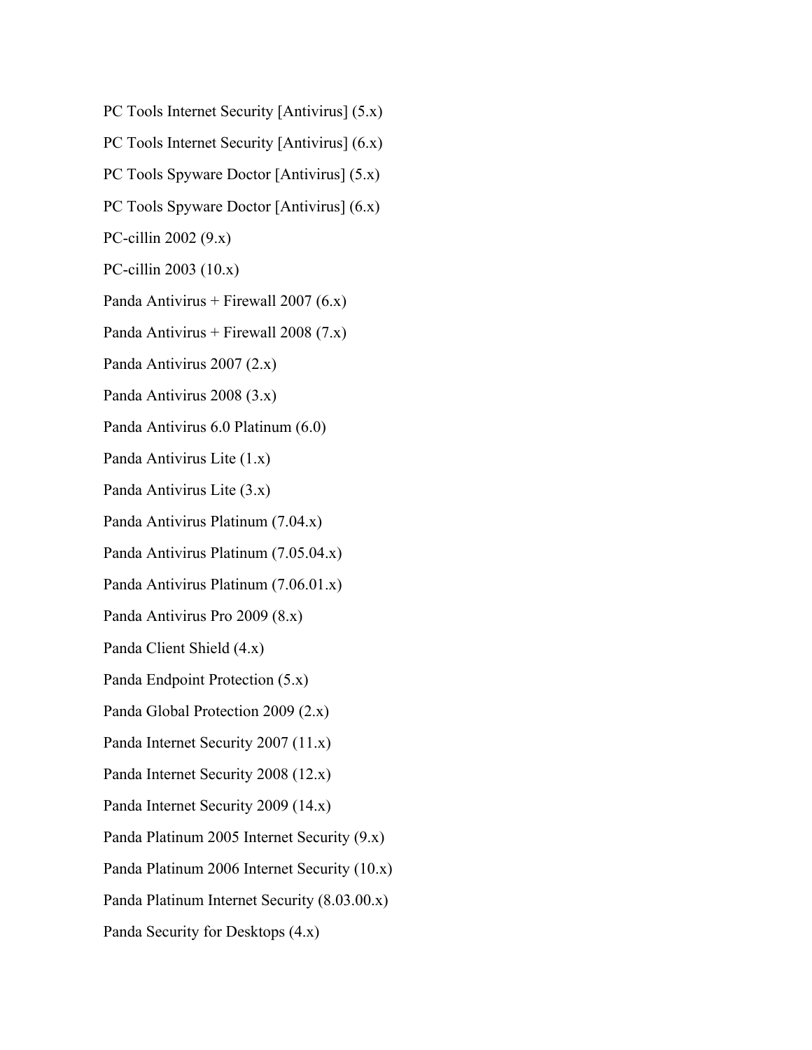PC Tools Internet Security [Antivirus] (5.x)

PC Tools Internet Security [Antivirus] (6.x)

PC Tools Spyware Doctor [Antivirus] (5.x)

PC Tools Spyware Doctor [Antivirus] (6.x)

PC-cillin 2002 (9.x)

PC-cillin 2003 (10.x)

Panda Antivirus + Firewall 2007 (6.x)

Panda Antivirus + Firewall 2008 (7.x)

Panda Antivirus 2007 (2.x)

Panda Antivirus 2008 (3.x)

Panda Antivirus 6.0 Platinum (6.0)

Panda Antivirus Lite (1.x)

Panda Antivirus Lite (3.x)

Panda Antivirus Platinum (7.04.x)

Panda Antivirus Platinum (7.05.04.x)

Panda Antivirus Platinum (7.06.01.x)

Panda Antivirus Pro 2009 (8.x)

Panda Client Shield (4.x)

Panda Endpoint Protection (5.x)

Panda Global Protection 2009 (2.x)

Panda Internet Security 2007 (11.x)

Panda Internet Security 2008 (12.x)

Panda Internet Security 2009 (14.x)

Panda Platinum 2005 Internet Security (9.x)

Panda Platinum 2006 Internet Security (10.x)

Panda Platinum Internet Security (8.03.00.x)

Panda Security for Desktops (4.x)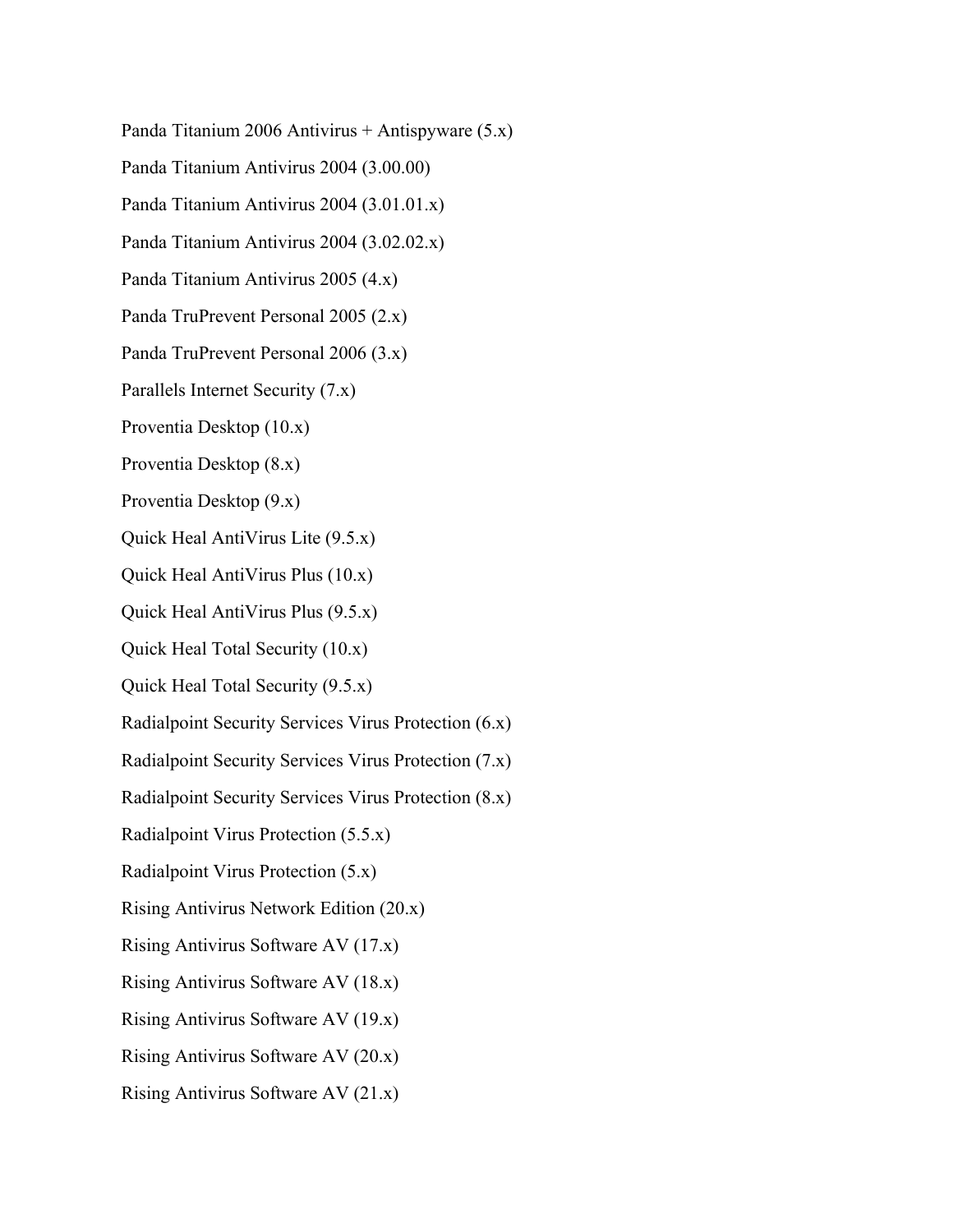Panda Titanium 2006 Antivirus + Antispyware (5.x)

Panda Titanium Antivirus 2004 (3.00.00)

Panda Titanium Antivirus 2004 (3.01.01.x)

Panda Titanium Antivirus 2004 (3.02.02.x)

Panda Titanium Antivirus 2005 (4.x)

Panda TruPrevent Personal 2005 (2.x)

Panda TruPrevent Personal 2006 (3.x)

Parallels Internet Security (7.x)

Proventia Desktop (10.x)

Proventia Desktop (8.x)

Proventia Desktop (9.x)

Quick Heal AntiVirus Lite (9.5.x)

Quick Heal AntiVirus Plus (10.x)

Quick Heal AntiVirus Plus (9.5.x)

Quick Heal Total Security (10.x)

Quick Heal Total Security (9.5.x)

Radialpoint Security Services Virus Protection (6.x)

Radialpoint Security Services Virus Protection (7.x)

Radialpoint Security Services Virus Protection (8.x)

Radialpoint Virus Protection (5.5.x)

Radialpoint Virus Protection (5.x)

Rising Antivirus Network Edition (20.x)

Rising Antivirus Software AV (17.x)

Rising Antivirus Software AV (18.x)

Rising Antivirus Software AV (19.x)

Rising Antivirus Software AV (20.x)

Rising Antivirus Software AV (21.x)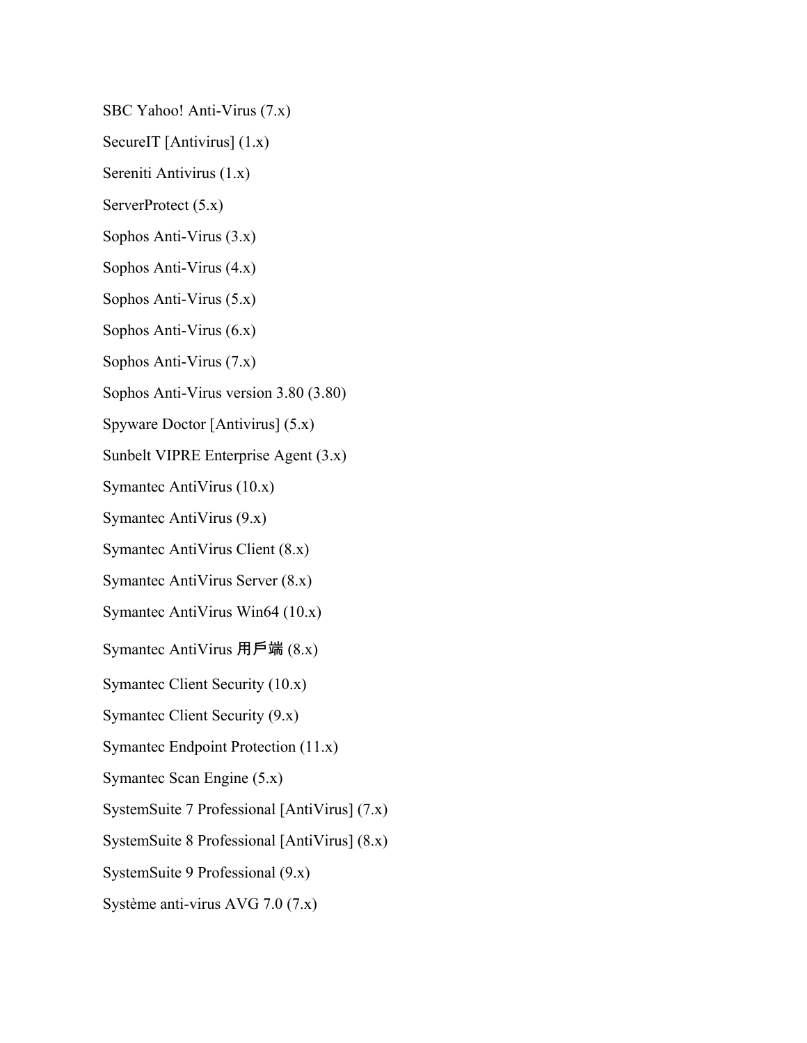SBC Yahoo! Anti-Virus (7.x)

SecureIT [Antivirus] (1.x)

Sereniti Antivirus (1.x)

ServerProtect (5.x)

Sophos Anti-Virus (3.x)

Sophos Anti-Virus (4.x)

Sophos Anti-Virus (5.x)

Sophos Anti-Virus (6.x)

Sophos Anti-Virus (7.x)

Sophos Anti-Virus version 3.80 (3.80)

Spyware Doctor [Antivirus] (5.x)

Sunbelt VIPRE Enterprise Agent (3.x)

Symantec AntiVirus (10.x)

Symantec AntiVirus (9.x)

Symantec AntiVirus Client (8.x)

Symantec AntiVirus Server (8.x)

Symantec AntiVirus Win64 (10.x)

Symantec AntiVirus 用戶端 (8.x)

Symantec Client Security (10.x)

Symantec Client Security (9.x)

Symantec Endpoint Protection (11.x)

Symantec Scan Engine (5.x)

SystemSuite 7 Professional [AntiVirus] (7.x)

SystemSuite 8 Professional [AntiVirus] (8.x)

SystemSuite 9 Professional (9.x)

Système anti-virus AVG 7.0 (7.x)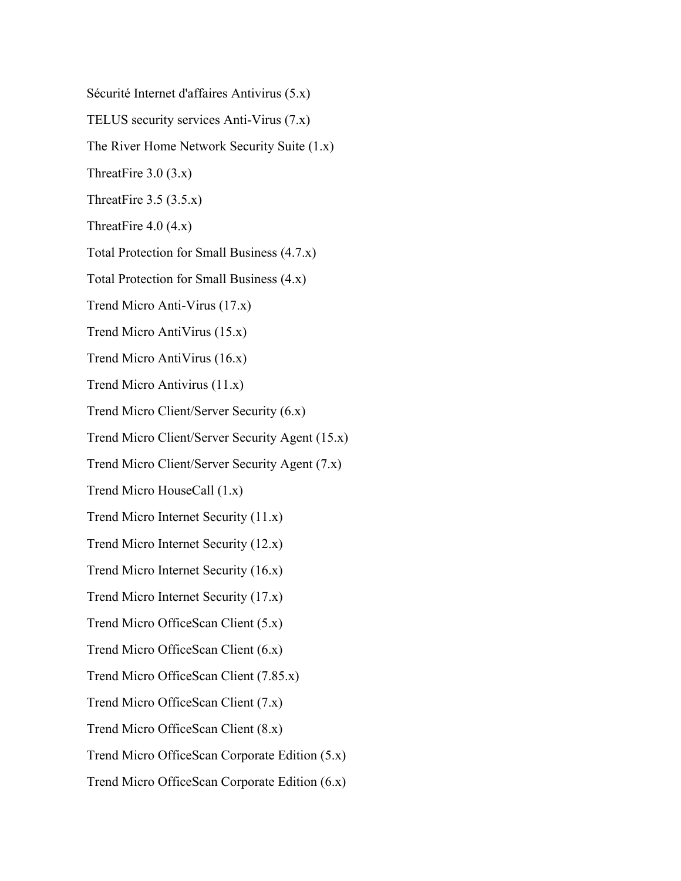Sécurité Internet d'affaires Antivirus (5.x)

TELUS security services Anti-Virus (7.x)

The River Home Network Security Suite (1.x)

ThreatFire 3.0 (3.x)

ThreatFire 3.5 (3.5.x)

ThreatFire 4.0 (4.x)

Total Protection for Small Business (4.7.x)

Total Protection for Small Business (4.x)

Trend Micro Anti-Virus (17.x)

Trend Micro AntiVirus (15.x)

Trend Micro AntiVirus (16.x)

Trend Micro Antivirus (11.x)

Trend Micro Client/Server Security (6.x)

Trend Micro Client/Server Security Agent (15.x)

Trend Micro Client/Server Security Agent (7.x)

Trend Micro HouseCall (1.x)

Trend Micro Internet Security (11.x)

Trend Micro Internet Security (12.x)

Trend Micro Internet Security (16.x)

Trend Micro Internet Security (17.x)

Trend Micro OfficeScan Client (5.x)

Trend Micro OfficeScan Client (6.x)

Trend Micro OfficeScan Client (7.85.x)

Trend Micro OfficeScan Client (7.x)

Trend Micro OfficeScan Client (8.x)

Trend Micro OfficeScan Corporate Edition (5.x)

Trend Micro OfficeScan Corporate Edition (6.x)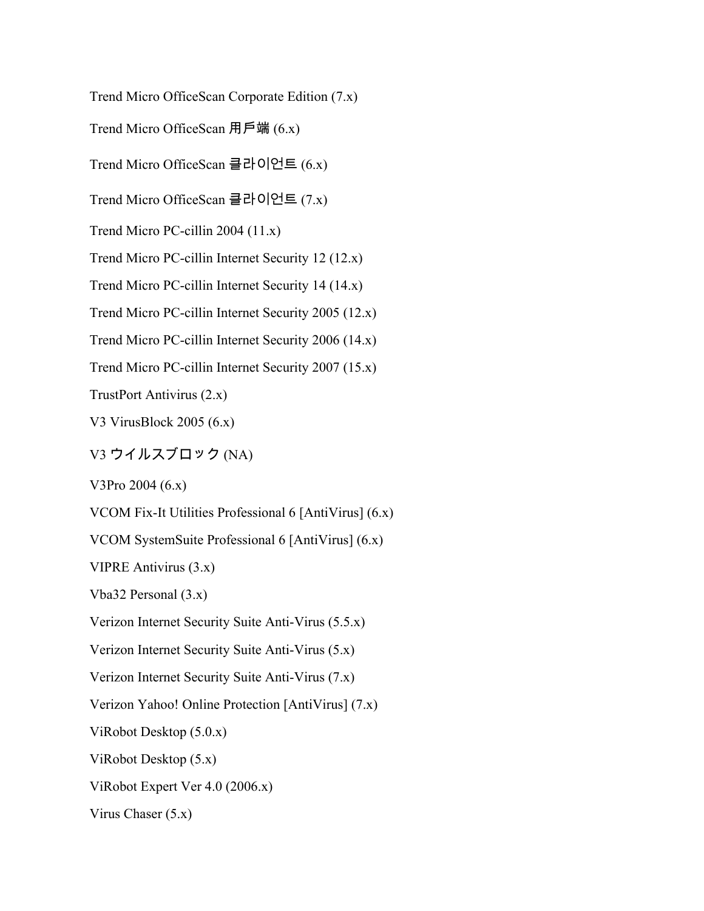Trend Micro OfficeScan Corporate Edition (7.x)

Trend Micro OfficeScan 用戶端 (6.x)

Trend Micro OfficeScan 클라이언트 (6.x)

Trend Micro OfficeScan 클라이언트 (7.x)

Trend Micro PC-cillin 2004 (11.x)

Trend Micro PC-cillin Internet Security 12 (12.x)

Trend Micro PC-cillin Internet Security 14 (14.x)

Trend Micro PC-cillin Internet Security 2005 (12.x)

Trend Micro PC-cillin Internet Security 2006 (14.x)

Trend Micro PC-cillin Internet Security 2007 (15.x)

TrustPort Antivirus (2.x)

V3 VirusBlock 2005 (6.x)

V3 ウイルスブロック (NA)

V3Pro 2004 (6.x)

VCOM Fix-It Utilities Professional 6 [AntiVirus] (6.x)

VCOM SystemSuite Professional 6 [AntiVirus] (6.x)

VIPRE Antivirus (3.x)

Vba32 Personal (3.x)

Verizon Internet Security Suite Anti-Virus (5.5.x)

Verizon Internet Security Suite Anti-Virus (5.x)

Verizon Internet Security Suite Anti-Virus (7.x)

Verizon Yahoo! Online Protection [AntiVirus] (7.x)

ViRobot Desktop (5.0.x)

ViRobot Desktop (5.x)

ViRobot Expert Ver 4.0 (2006.x)

Virus Chaser (5.x)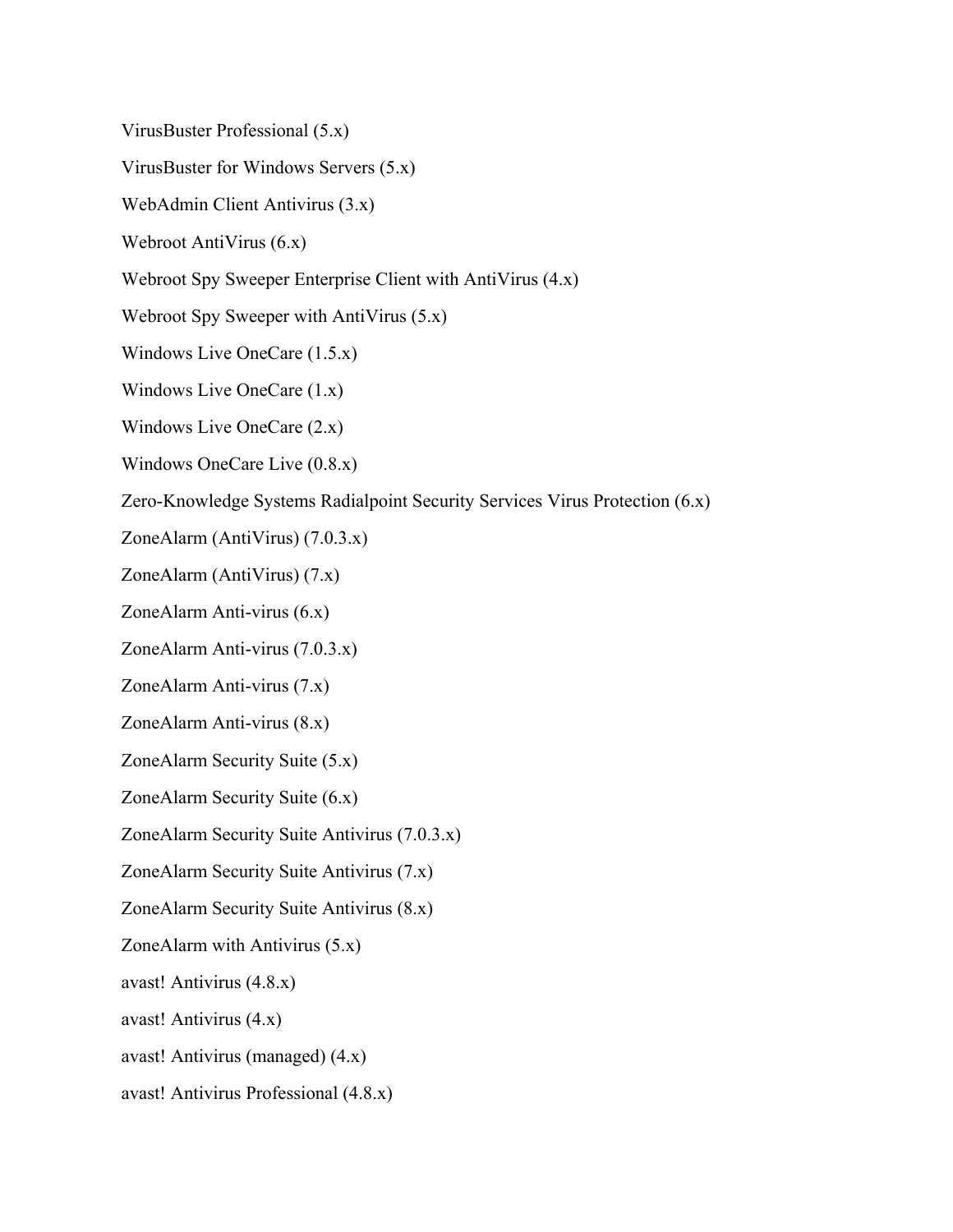VirusBuster Professional (5.x)

VirusBuster for Windows Servers (5.x)

WebAdmin Client Antivirus (3.x)

Webroot AntiVirus (6.x)

Webroot Spy Sweeper Enterprise Client with AntiVirus (4.x)

Webroot Spy Sweeper with AntiVirus (5.x)

Windows Live OneCare (1.5.x)

Windows Live OneCare (1.x)

Windows Live OneCare (2.x)

Windows OneCare Live (0.8.x)

Zero-Knowledge Systems Radialpoint Security Services Virus Protection (6.x)

ZoneAlarm (AntiVirus) (7.0.3.x)

ZoneAlarm (AntiVirus) (7.x)

ZoneAlarm Anti-virus (6.x)

ZoneAlarm Anti-virus (7.0.3.x)

ZoneAlarm Anti-virus (7.x)

ZoneAlarm Anti-virus (8.x)

ZoneAlarm Security Suite (5.x)

ZoneAlarm Security Suite (6.x)

ZoneAlarm Security Suite Antivirus (7.0.3.x)

ZoneAlarm Security Suite Antivirus (7.x)

ZoneAlarm Security Suite Antivirus (8.x)

ZoneAlarm with Antivirus (5.x)

avast! Antivirus (4.8.x)

avast! Antivirus (4.x)

avast! Antivirus (managed) (4.x)

avast! Antivirus Professional (4.8.x)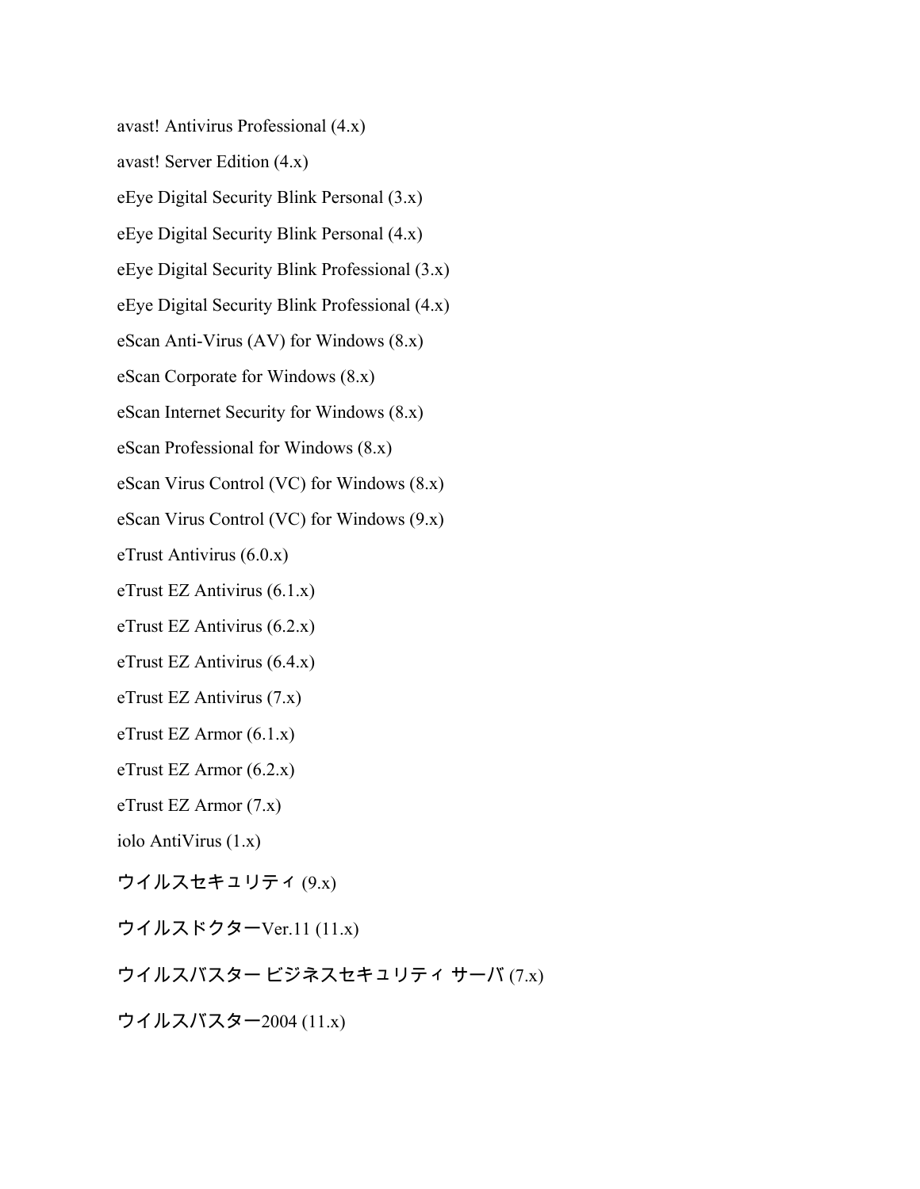avast! Antivirus Professional (4.x)

avast! Server Edition (4.x)

eEye Digital Security Blink Personal (3.x)

eEye Digital Security Blink Personal (4.x)

eEye Digital Security Blink Professional (3.x)

eEye Digital Security Blink Professional (4.x)

eScan Anti-Virus (AV) for Windows (8.x)

eScan Corporate for Windows (8.x)

eScan Internet Security for Windows (8.x)

eScan Professional for Windows (8.x)

eScan Virus Control (VC) for Windows (8.x)

eScan Virus Control (VC) for Windows (9.x)

eTrust Antivirus (6.0.x)

eTrust EZ Antivirus (6.1.x)

eTrust EZ Antivirus (6.2.x)

eTrust EZ Antivirus (6.4.x)

eTrust EZ Antivirus (7.x)

eTrust EZ Armor (6.1.x)

eTrust EZ Armor (6.2.x)

eTrust EZ Armor (7.x)

iolo AntiVirus (1.x)

ウイルスセキュリティ (9.x)

ウイルスドクターVer.11 (11.x)

ウイルスバスター ビジネスセキュリティ サーバ (7.x)

ウイルスバスター2004 (11.x)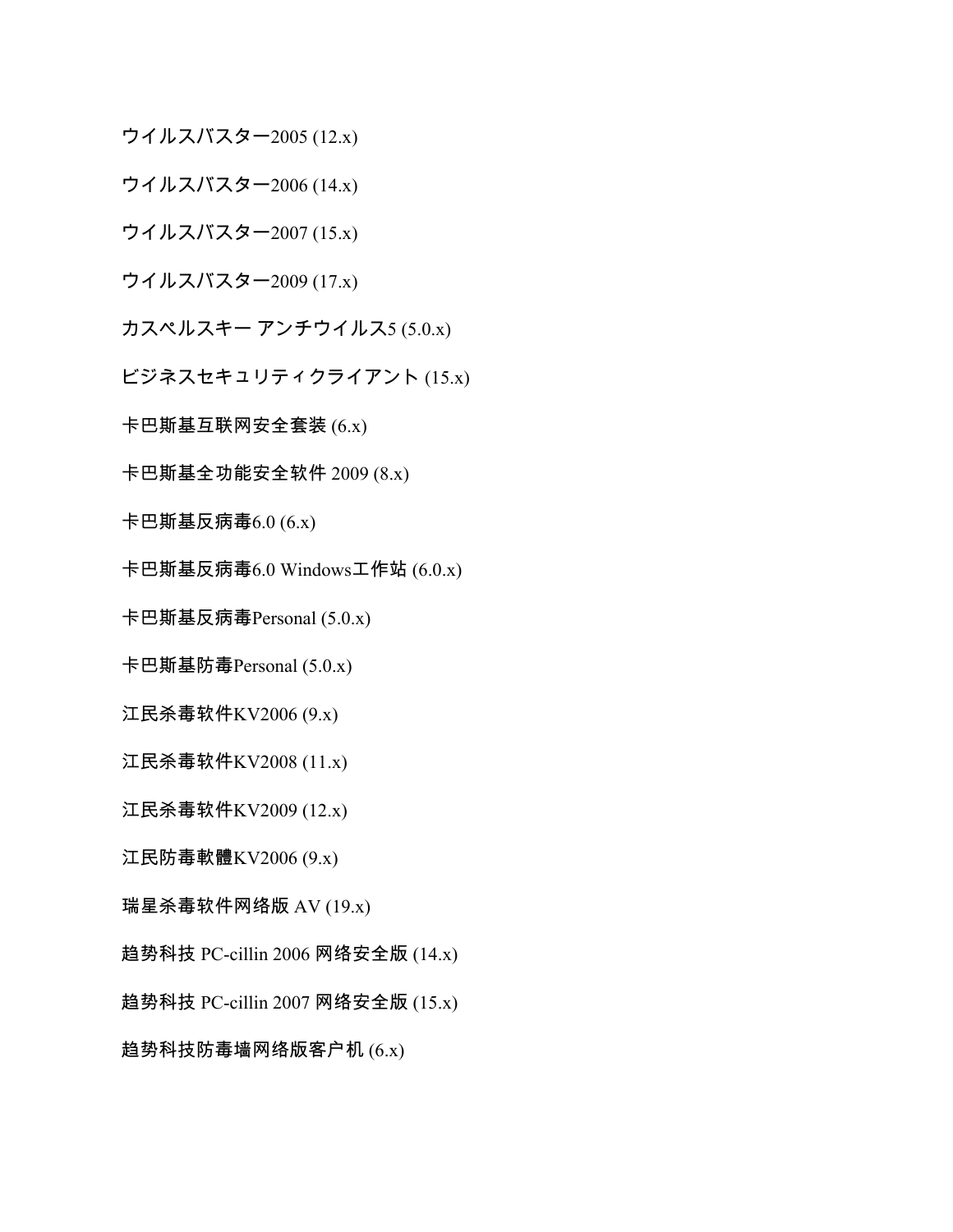ウイルスバスター2005 (12.x)

ウイルスバスター2006 (14.x)

ウイルスバスター2007 (15.x)

ウイルスバスター2009 (17.x)

カスペルスキー アンチウイルス5 (5.0.x)

ビジネスセキュリティクライアント (15.x)

卡巴斯基互联网安全套装 (6.x)

卡巴斯基全功能安全软件 2009 (8.x)

卡巴斯基反病毒6.0 (6.x)

卡巴斯基反病毒6.0 Windows工作站 (6.0.x)

卡巴斯基反病毒Personal (5.0.x)

卡巴斯基防毒Personal (5.0.x)

江民杀毒软件KV2006 (9.x)

江民杀毒软件KV2008 (11.x)

江民杀毒软件KV2009 (12.x)

江民防毒軟體KV2006 (9.x)

瑞星杀毒软件网络版 AV (19.x)

趋势科技 PC-cillin 2006 网络安全版 (14.x)

趋势科技 PC-cillin 2007 网络安全版 (15.x)

趋势科技防毒墙网络版客户机 (6.x)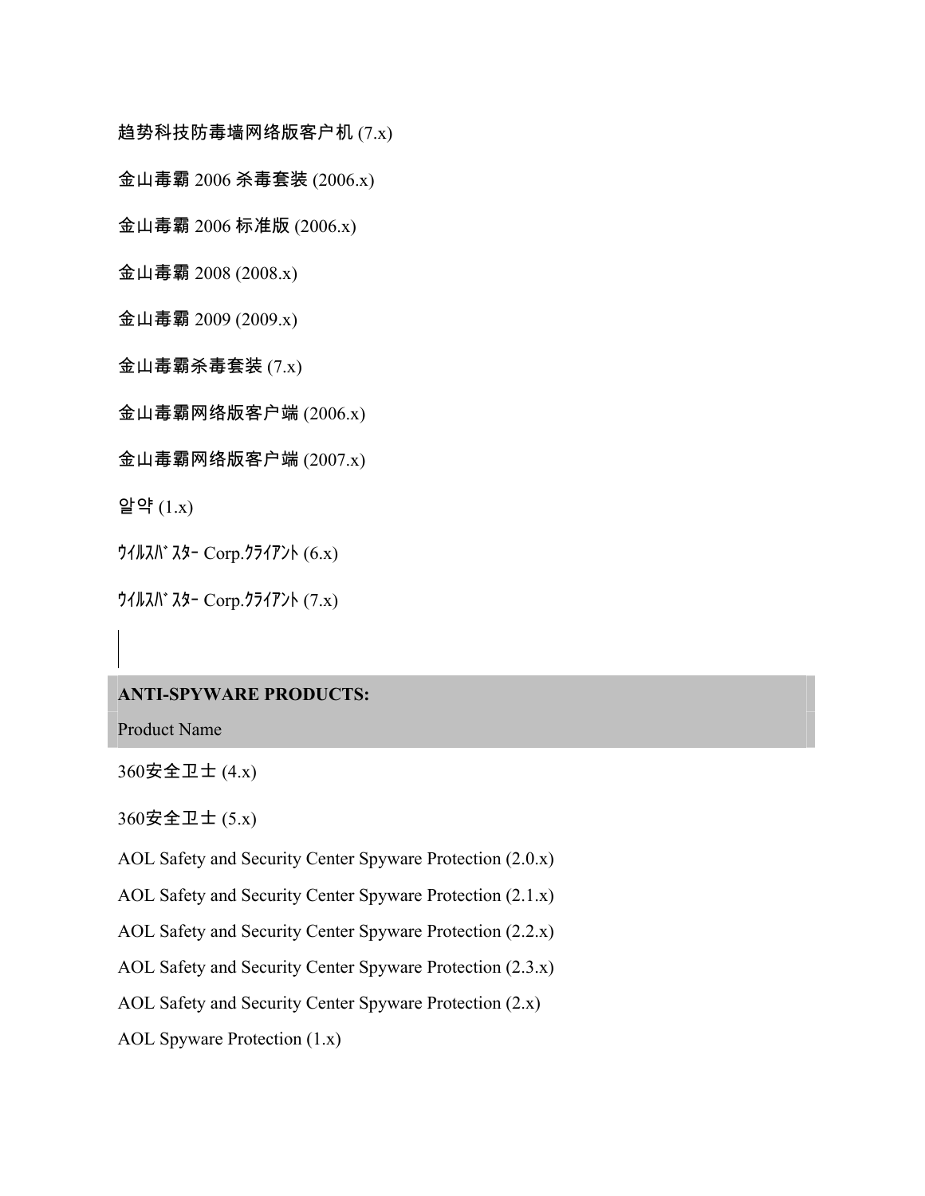趋势科技防毒墙网络版客户机 (7.x)

金山毒霸 2006 杀毒套装 (2006.x)

金山毒霸 2006 标准版 (2006.x)

金山毒霸 2008 (2008.x)

金山毒霸 2009 (2009.x)

金山毒霸杀毒套装 (7.x)

金山毒霸网络版客户端 (2006.x)

金山毒霸网络版客户端 (2007.x)

알약 (1.x)

ｳｲﾙｽﾊﾞｽﾀｰ Corp.ｸﾗｲｱﾝﾄ (6.x)

ｳｲﾙｽﾊﾞｽﾀｰ Corp.ｸﾗｲｱﾝﾄ (7.x)

| ANTI-SPYWARE PRODUCTS: |
|---|
| Product Name |
| 360安全卫士 (4.x) |
| 360安全卫士 (5.x) |
| AOL Safety and Security Center Spyware Protection (2.0.x) |
| AOL Safety and Security Center Spyware Protection (2.1.x) |
| AOL Safety and Security Center Spyware Protection (2.2.x) |
| AOL Safety and Security Center Spyware Protection (2.3.x) |
| AOL Safety and Security Center Spyware Protection (2.x) |
| AOL Spyware Protection (1.x) |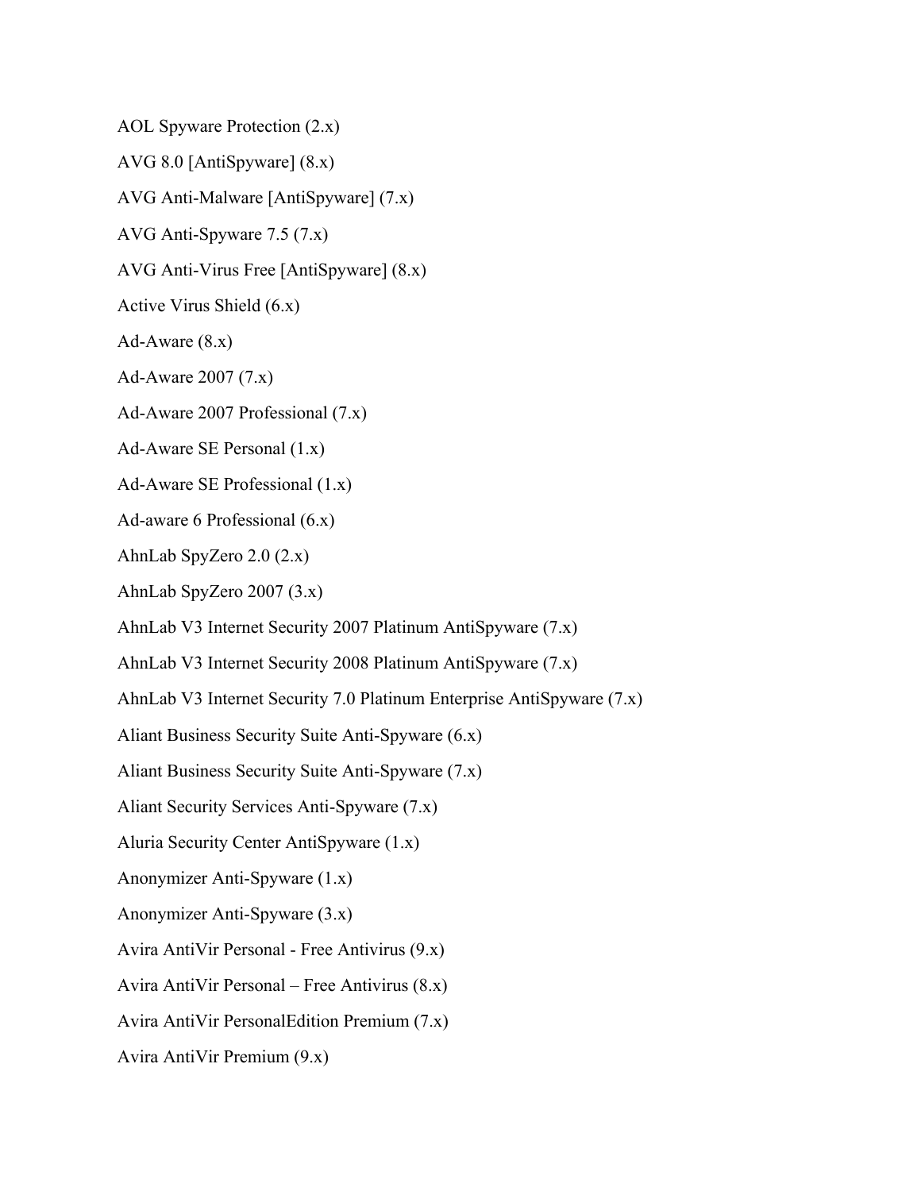AOL Spyware Protection (2.x)

AVG 8.0 [AntiSpyware] (8.x)

AVG Anti-Malware [AntiSpyware] (7.x)

AVG Anti-Spyware 7.5 (7.x)

AVG Anti-Virus Free [AntiSpyware] (8.x)

Active Virus Shield (6.x)

Ad-Aware (8.x)

Ad-Aware 2007 (7.x)

Ad-Aware 2007 Professional (7.x)

Ad-Aware SE Personal (1.x)

Ad-Aware SE Professional (1.x)

Ad-aware 6 Professional (6.x)

AhnLab SpyZero 2.0 (2.x)

AhnLab SpyZero 2007 (3.x)

AhnLab V3 Internet Security 2007 Platinum AntiSpyware (7.x)

AhnLab V3 Internet Security 2008 Platinum AntiSpyware (7.x)

AhnLab V3 Internet Security 7.0 Platinum Enterprise AntiSpyware (7.x)

Aliant Business Security Suite Anti-Spyware (6.x)

Aliant Business Security Suite Anti-Spyware (7.x)

Aliant Security Services Anti-Spyware (7.x)

Aluria Security Center AntiSpyware (1.x)

Anonymizer Anti-Spyware (1.x)

Anonymizer Anti-Spyware (3.x)

Avira AntiVir Personal - Free Antivirus (9.x)

Avira AntiVir Personal – Free Antivirus (8.x)

Avira AntiVir PersonalEdition Premium (7.x)

Avira AntiVir Premium (9.x)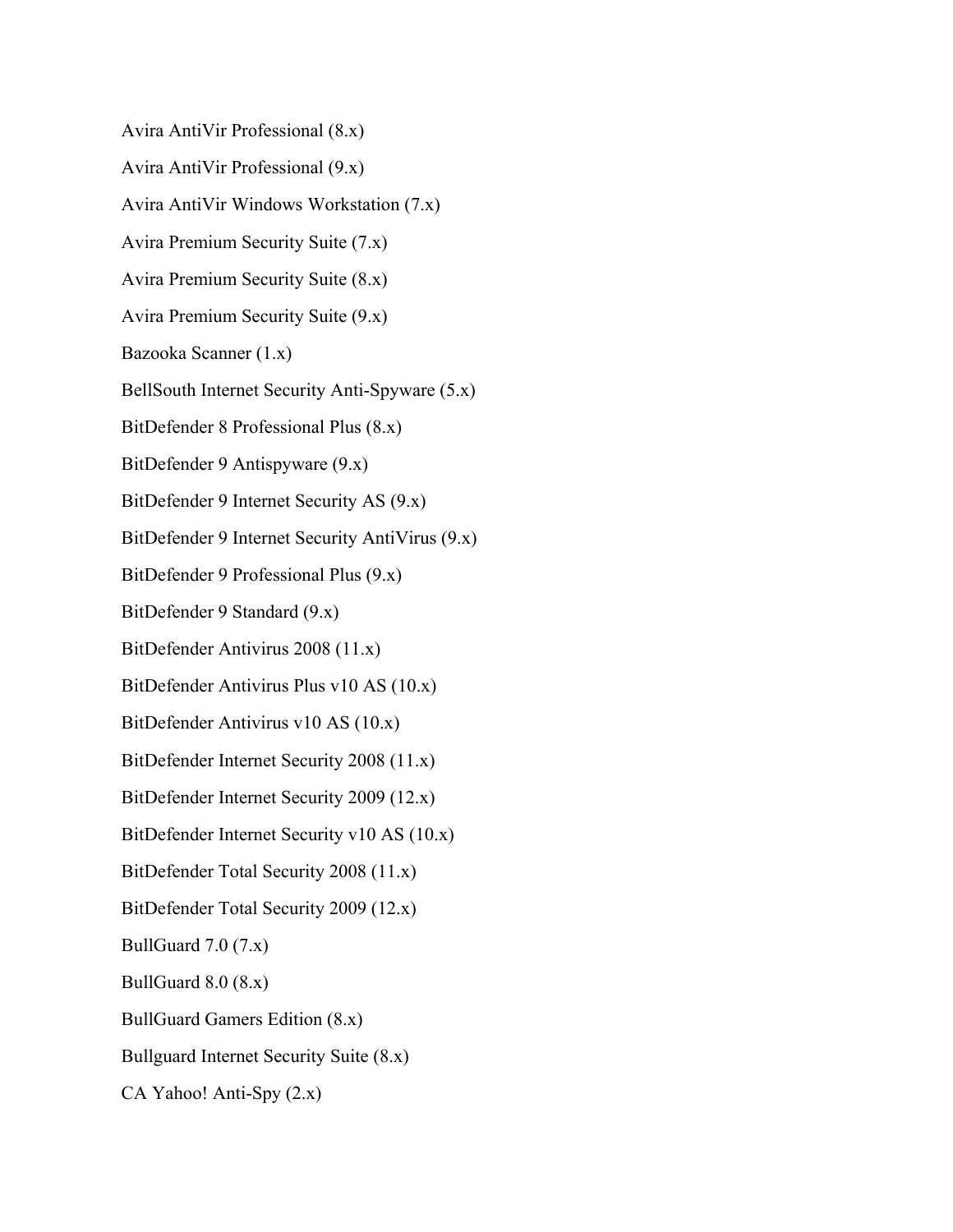Avira AntiVir Professional (8.x)

Avira AntiVir Professional (9.x)

Avira AntiVir Windows Workstation (7.x)

Avira Premium Security Suite (7.x)

Avira Premium Security Suite (8.x)

Avira Premium Security Suite (9.x)

Bazooka Scanner (1.x)

BellSouth Internet Security Anti-Spyware (5.x)

BitDefender 8 Professional Plus (8.x)

BitDefender 9 Antispyware (9.x)

BitDefender 9 Internet Security AS (9.x)

BitDefender 9 Internet Security AntiVirus (9.x)

BitDefender 9 Professional Plus (9.x)

BitDefender 9 Standard (9.x)

BitDefender Antivirus 2008 (11.x)

BitDefender Antivirus Plus v10 AS (10.x)

BitDefender Antivirus v10 AS (10.x)

BitDefender Internet Security 2008 (11.x)

BitDefender Internet Security 2009 (12.x)

BitDefender Internet Security v10 AS (10.x)

BitDefender Total Security 2008 (11.x)

BitDefender Total Security 2009 (12.x)

BullGuard 7.0 (7.x)

BullGuard 8.0 (8.x)

BullGuard Gamers Edition (8.x)

Bullguard Internet Security Suite (8.x)

CA Yahoo! Anti-Spy (2.x)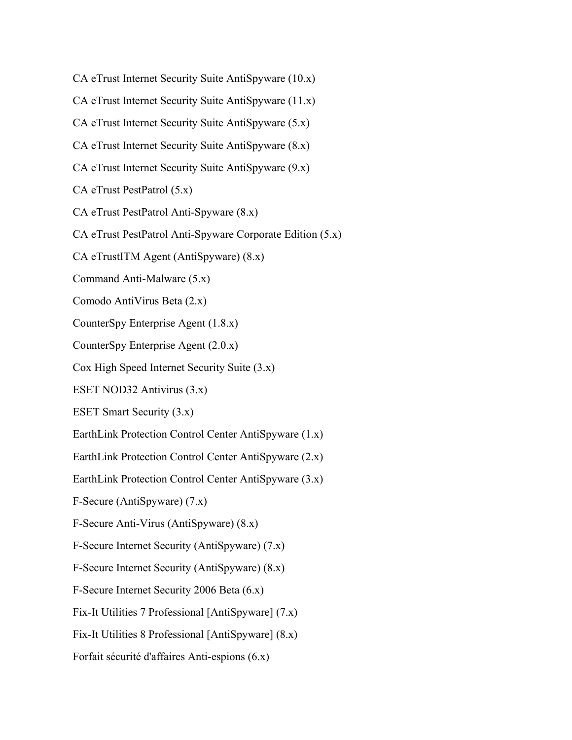CA eTrust Internet Security Suite AntiSpyware (10.x)

CA eTrust Internet Security Suite AntiSpyware (11.x)

CA eTrust Internet Security Suite AntiSpyware (5.x)

CA eTrust Internet Security Suite AntiSpyware (8.x)

CA eTrust Internet Security Suite AntiSpyware (9.x)

CA eTrust PestPatrol (5.x)

CA eTrust PestPatrol Anti-Spyware (8.x)

CA eTrust PestPatrol Anti-Spyware Corporate Edition (5.x)

CA eTrustITM Agent (AntiSpyware) (8.x)

Command Anti-Malware (5.x)

Comodo AntiVirus Beta (2.x)

CounterSpy Enterprise Agent (1.8.x)

CounterSpy Enterprise Agent (2.0.x)

Cox High Speed Internet Security Suite (3.x)

ESET NOD32 Antivirus (3.x)

ESET Smart Security (3.x)

EarthLink Protection Control Center AntiSpyware (1.x)

EarthLink Protection Control Center AntiSpyware (2.x)

EarthLink Protection Control Center AntiSpyware (3.x)

F-Secure (AntiSpyware) (7.x)

F-Secure Anti-Virus (AntiSpyware) (8.x)

F-Secure Internet Security (AntiSpyware) (7.x)

F-Secure Internet Security (AntiSpyware) (8.x)

F-Secure Internet Security 2006 Beta (6.x)

Fix-It Utilities 7 Professional [AntiSpyware] (7.x)

Fix-It Utilities 8 Professional [AntiSpyware] (8.x)

Forfait sécurité d'affaires Anti-espions (6.x)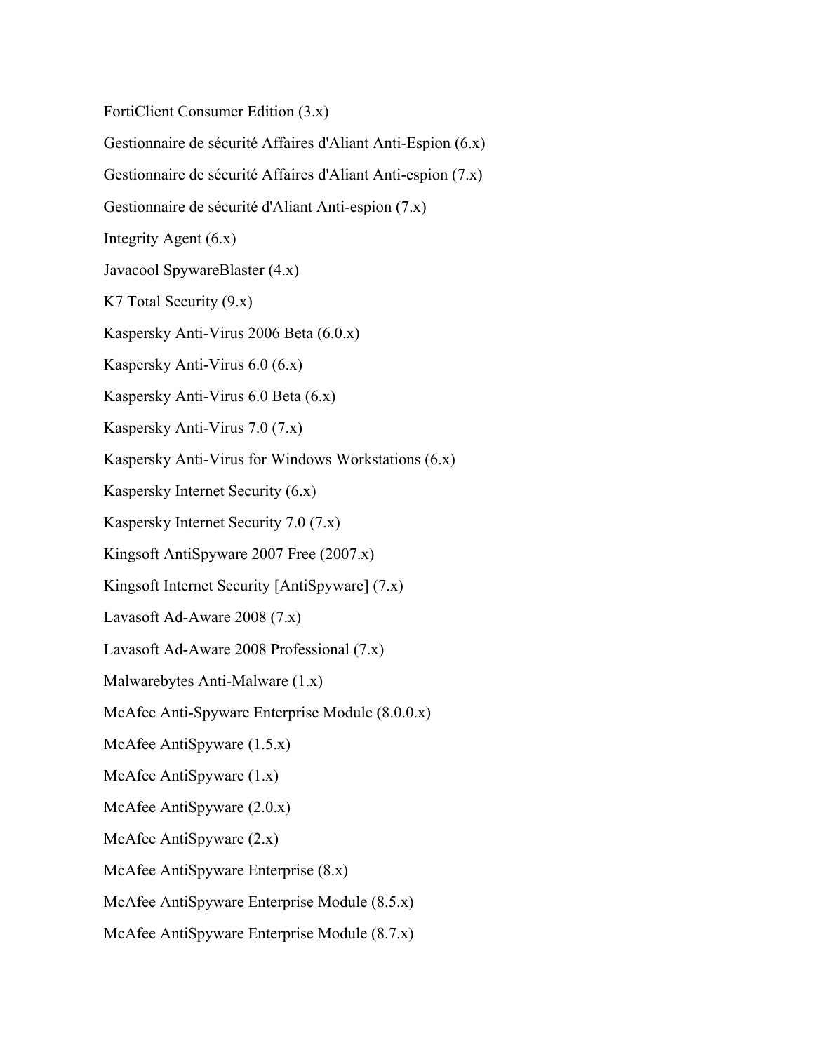FortiClient Consumer Edition (3.x)

Gestionnaire de sécurité Affaires d'Aliant Anti-Espion (6.x)

Gestionnaire de sécurité Affaires d'Aliant Anti-espion (7.x)

Gestionnaire de sécurité d'Aliant Anti-espion (7.x)

Integrity Agent (6.x)

Javacool SpywareBlaster (4.x)

K7 Total Security (9.x)

Kaspersky Anti-Virus 2006 Beta (6.0.x)

Kaspersky Anti-Virus 6.0 (6.x)

Kaspersky Anti-Virus 6.0 Beta (6.x)

Kaspersky Anti-Virus 7.0 (7.x)

Kaspersky Anti-Virus for Windows Workstations (6.x)

Kaspersky Internet Security (6.x)

Kaspersky Internet Security 7.0 (7.x)

Kingsoft AntiSpyware 2007 Free (2007.x)

Kingsoft Internet Security [AntiSpyware] (7.x)

Lavasoft Ad-Aware 2008 (7.x)

Lavasoft Ad-Aware 2008 Professional (7.x)

Malwarebytes Anti-Malware (1.x)

McAfee Anti-Spyware Enterprise Module (8.0.0.x)

McAfee AntiSpyware (1.5.x)

McAfee AntiSpyware (1.x)

McAfee AntiSpyware (2.0.x)

McAfee AntiSpyware (2.x)

McAfee AntiSpyware Enterprise (8.x)

McAfee AntiSpyware Enterprise Module (8.5.x)

McAfee AntiSpyware Enterprise Module (8.7.x)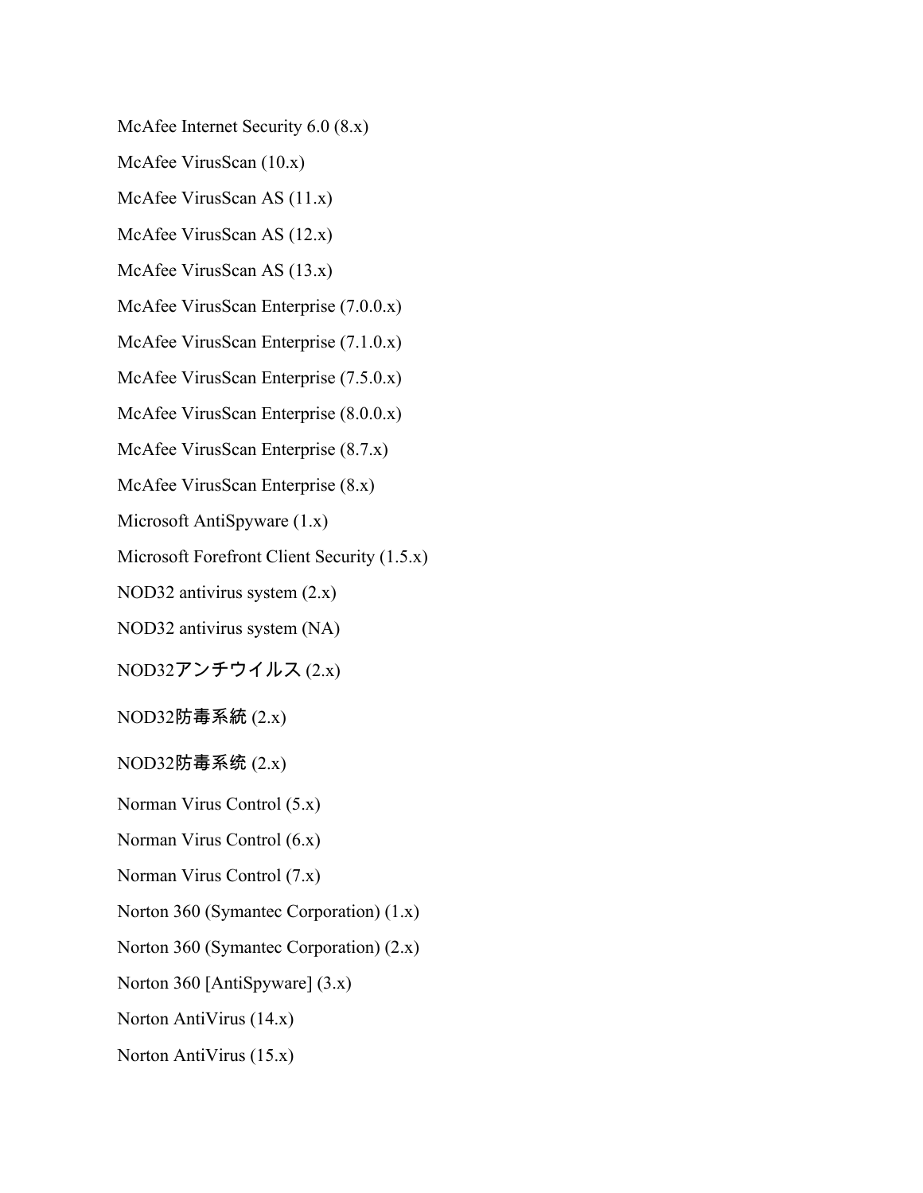McAfee Internet Security 6.0 (8.x)

McAfee VirusScan (10.x)

McAfee VirusScan AS (11.x)

McAfee VirusScan AS (12.x)

McAfee VirusScan AS (13.x)

McAfee VirusScan Enterprise (7.0.0.x)

McAfee VirusScan Enterprise (7.1.0.x)

McAfee VirusScan Enterprise (7.5.0.x)

McAfee VirusScan Enterprise (8.0.0.x)

McAfee VirusScan Enterprise (8.7.x)

McAfee VirusScan Enterprise (8.x)

Microsoft AntiSpyware (1.x)

Microsoft Forefront Client Security (1.5.x)

NOD32 antivirus system (2.x)

NOD32 antivirus system (NA)

NOD32アンチウイルス (2.x)

NOD32防毒系統 (2.x)

NOD32防毒系统 (2.x)

Norman Virus Control (5.x)

Norman Virus Control (6.x)

Norman Virus Control (7.x)

Norton 360 (Symantec Corporation) (1.x)

Norton 360 (Symantec Corporation) (2.x)

Norton 360 [AntiSpyware] (3.x)

Norton AntiVirus (14.x)

Norton AntiVirus (15.x)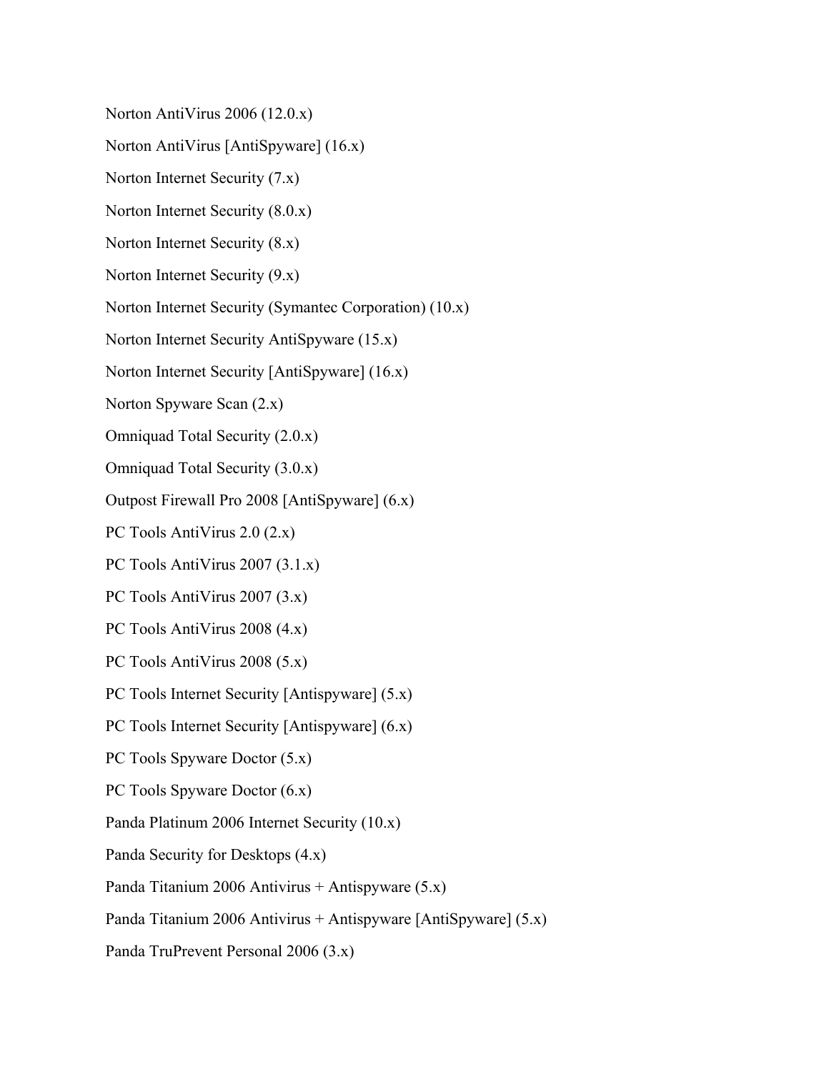Norton AntiVirus 2006 (12.0.x)

Norton AntiVirus [AntiSpyware] (16.x)

Norton Internet Security (7.x)

Norton Internet Security (8.0.x)

Norton Internet Security (8.x)

Norton Internet Security (9.x)

Norton Internet Security (Symantec Corporation) (10.x)

Norton Internet Security AntiSpyware (15.x)

Norton Internet Security [AntiSpyware] (16.x)

Norton Spyware Scan (2.x)

Omniquad Total Security (2.0.x)

Omniquad Total Security (3.0.x)

Outpost Firewall Pro 2008 [AntiSpyware] (6.x)

PC Tools AntiVirus 2.0 (2.x)

PC Tools AntiVirus 2007 (3.1.x)

PC Tools AntiVirus 2007 (3.x)

PC Tools AntiVirus 2008 (4.x)

PC Tools AntiVirus 2008 (5.x)

PC Tools Internet Security [Antispyware] (5.x)

PC Tools Internet Security [Antispyware] (6.x)

PC Tools Spyware Doctor (5.x)

PC Tools Spyware Doctor (6.x)

Panda Platinum 2006 Internet Security (10.x)

Panda Security for Desktops (4.x)

Panda Titanium 2006 Antivirus + Antispyware (5.x)

Panda Titanium 2006 Antivirus + Antispyware [AntiSpyware] (5.x)

Panda TruPrevent Personal 2006 (3.x)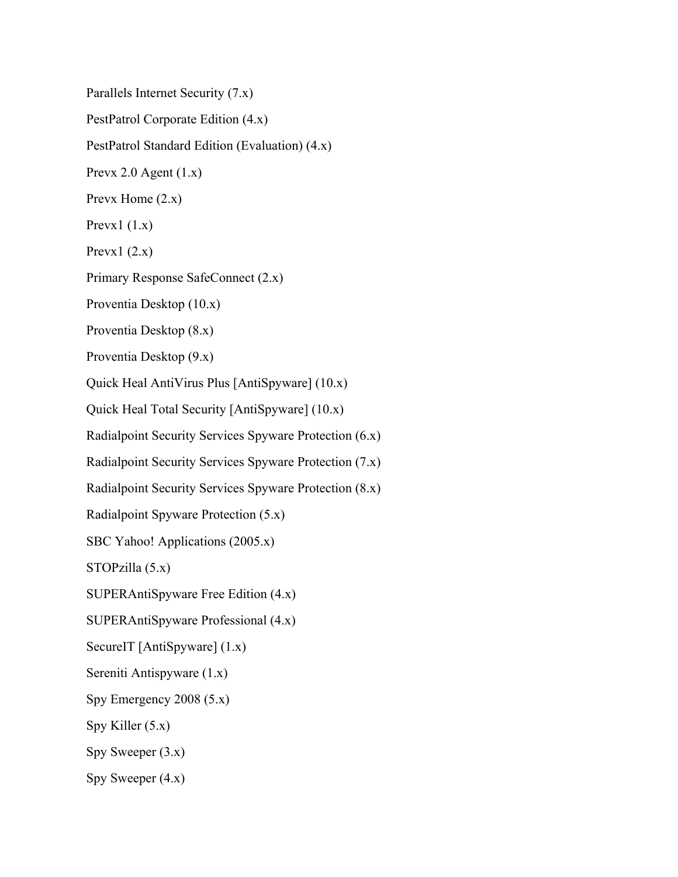Parallels Internet Security (7.x)

PestPatrol Corporate Edition (4.x)

PestPatrol Standard Edition (Evaluation) (4.x)

Prevx 2.0 Agent (1.x)

Prevx Home (2.x)

Prevx1 (1.x)

Prevx1 (2.x)

Primary Response SafeConnect (2.x)

Proventia Desktop (10.x)

Proventia Desktop (8.x)

Proventia Desktop (9.x)

Quick Heal AntiVirus Plus [AntiSpyware] (10.x)

Quick Heal Total Security [AntiSpyware] (10.x)

Radialpoint Security Services Spyware Protection (6.x)

Radialpoint Security Services Spyware Protection (7.x)

Radialpoint Security Services Spyware Protection (8.x)

Radialpoint Spyware Protection (5.x)

SBC Yahoo! Applications (2005.x)

STOPzilla (5.x)

SUPERAntiSpyware Free Edition (4.x)

SUPERAntiSpyware Professional (4.x)

SecureIT [AntiSpyware] (1.x)

Sereniti Antispyware (1.x)

Spy Emergency 2008 (5.x)

Spy Killer (5.x)

Spy Sweeper (3.x)

Spy Sweeper (4.x)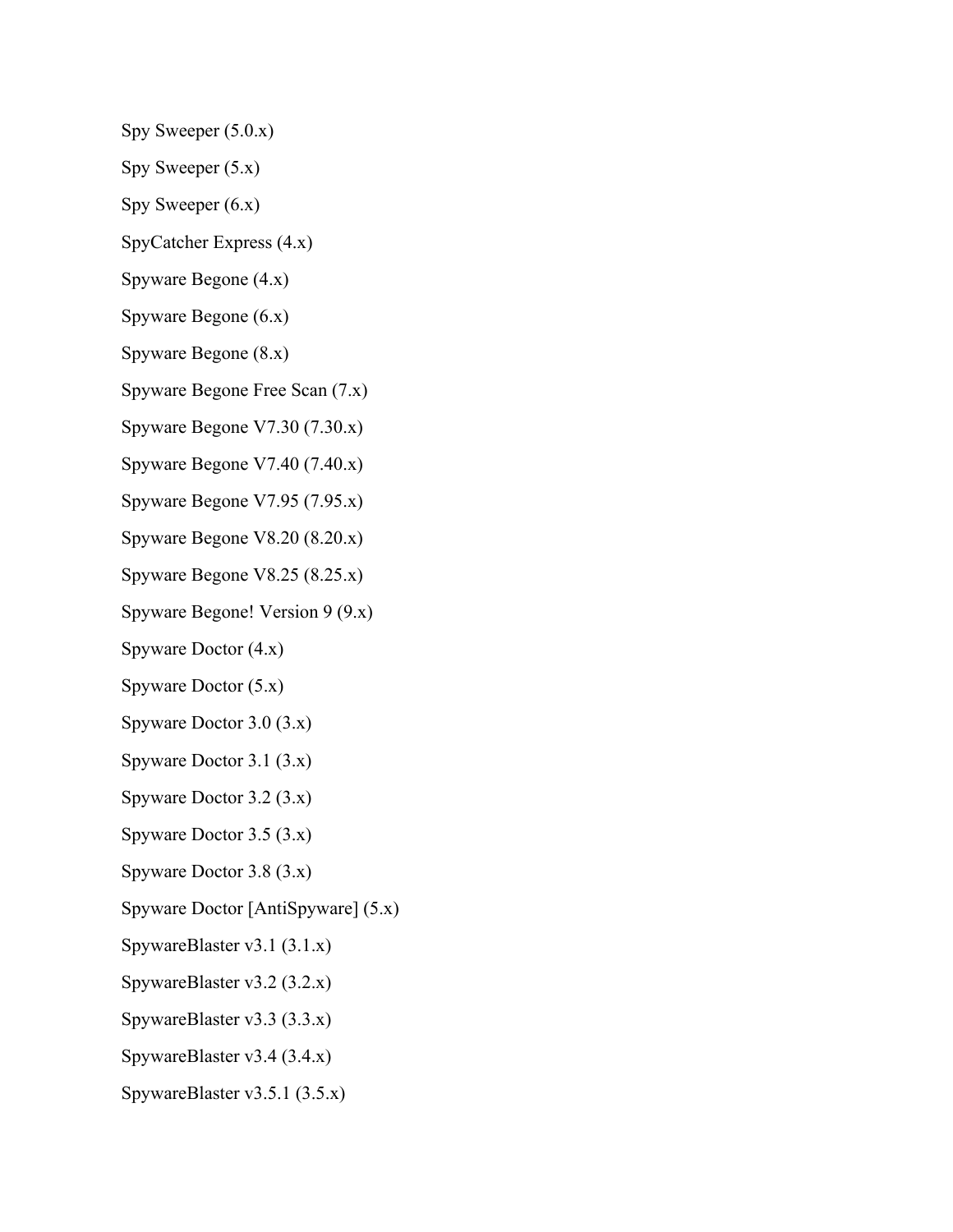Spy Sweeper (5.0.x)

Spy Sweeper (5.x)

Spy Sweeper (6.x)

SpyCatcher Express (4.x)

Spyware Begone (4.x)

Spyware Begone (6.x)

Spyware Begone (8.x)

Spyware Begone Free Scan (7.x)

Spyware Begone V7.30 (7.30.x)

Spyware Begone V7.40 (7.40.x)

Spyware Begone V7.95 (7.95.x)

Spyware Begone V8.20 (8.20.x)

Spyware Begone V8.25 (8.25.x)

Spyware Begone! Version 9 (9.x)

Spyware Doctor (4.x)

Spyware Doctor (5.x)

Spyware Doctor 3.0 (3.x)

Spyware Doctor 3.1 (3.x)

Spyware Doctor 3.2 (3.x)

Spyware Doctor 3.5 (3.x)

Spyware Doctor 3.8 (3.x)

Spyware Doctor [AntiSpyware] (5.x)

SpywareBlaster v3.1 (3.1.x)

SpywareBlaster v3.2 (3.2.x)

SpywareBlaster v3.3 (3.3.x)

SpywareBlaster v3.4 (3.4.x)

SpywareBlaster v3.5.1 (3.5.x)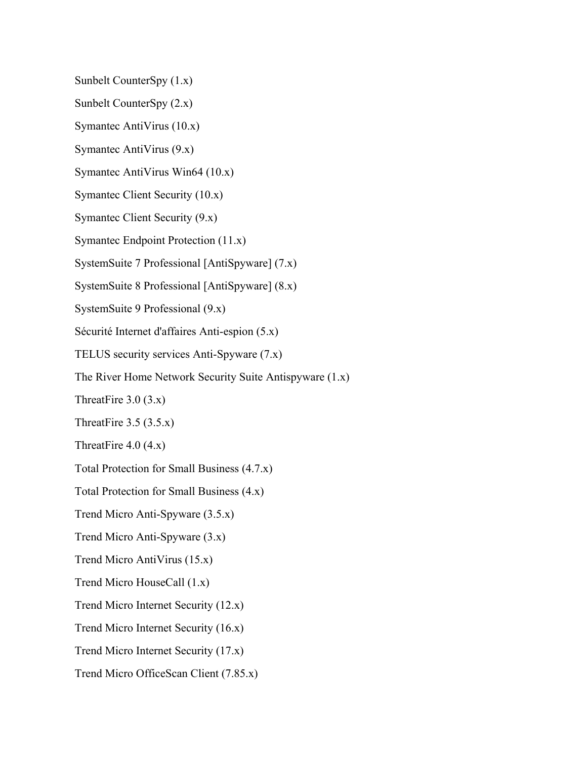Sunbelt CounterSpy (1.x)

Sunbelt CounterSpy (2.x)

Symantec AntiVirus (10.x)

Symantec AntiVirus (9.x)

Symantec AntiVirus Win64 (10.x)

Symantec Client Security (10.x)

Symantec Client Security (9.x)

Symantec Endpoint Protection (11.x)

SystemSuite 7 Professional [AntiSpyware] (7.x)

SystemSuite 8 Professional [AntiSpyware] (8.x)

SystemSuite 9 Professional (9.x)

Sécurité Internet d'affaires Anti-espion (5.x)

TELUS security services Anti-Spyware (7.x)

The River Home Network Security Suite Antispyware (1.x)

ThreatFire 3.0 (3.x)

ThreatFire 3.5 (3.5.x)

ThreatFire 4.0 (4.x)

Total Protection for Small Business (4.7.x)

Total Protection for Small Business (4.x)

Trend Micro Anti-Spyware (3.5.x)

Trend Micro Anti-Spyware (3.x)

Trend Micro AntiVirus (15.x)

Trend Micro HouseCall (1.x)

Trend Micro Internet Security (12.x)

Trend Micro Internet Security (16.x)

Trend Micro Internet Security (17.x)

Trend Micro OfficeScan Client (7.85.x)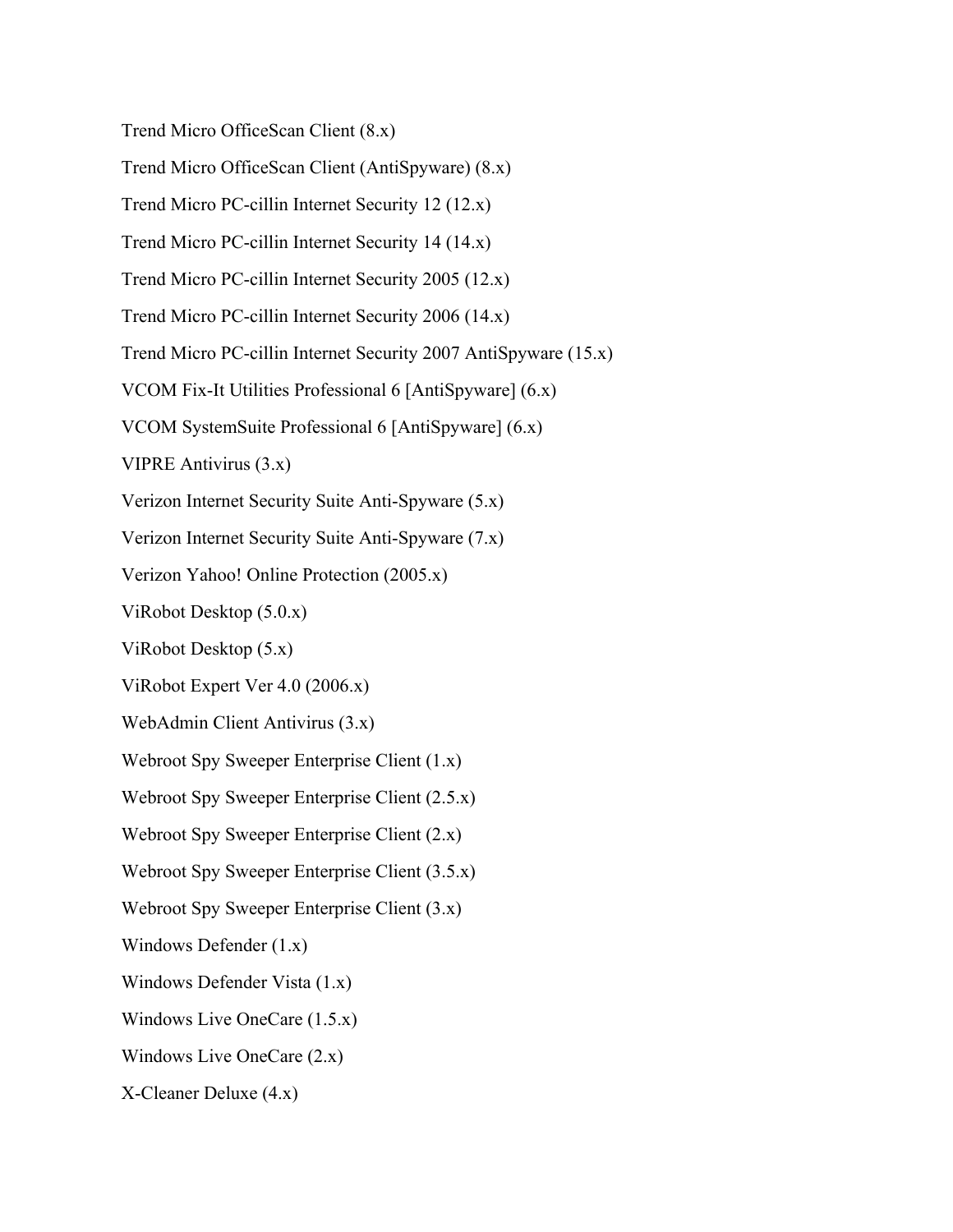Trend Micro OfficeScan Client (8.x)

Trend Micro OfficeScan Client (AntiSpyware) (8.x)

Trend Micro PC-cillin Internet Security 12 (12.x)

Trend Micro PC-cillin Internet Security 14 (14.x)

Trend Micro PC-cillin Internet Security 2005 (12.x)

Trend Micro PC-cillin Internet Security 2006 (14.x)

Trend Micro PC-cillin Internet Security 2007 AntiSpyware (15.x)

VCOM Fix-It Utilities Professional 6 [AntiSpyware] (6.x)

VCOM SystemSuite Professional 6 [AntiSpyware] (6.x)

VIPRE Antivirus (3.x)

Verizon Internet Security Suite Anti-Spyware (5.x)

Verizon Internet Security Suite Anti-Spyware (7.x)

Verizon Yahoo! Online Protection (2005.x)

ViRobot Desktop (5.0.x)

ViRobot Desktop (5.x)

ViRobot Expert Ver 4.0 (2006.x)

WebAdmin Client Antivirus (3.x)

Webroot Spy Sweeper Enterprise Client (1.x)

Webroot Spy Sweeper Enterprise Client (2.5.x)

Webroot Spy Sweeper Enterprise Client (2.x)

Webroot Spy Sweeper Enterprise Client (3.5.x)

Webroot Spy Sweeper Enterprise Client (3.x)

Windows Defender (1.x)

Windows Defender Vista (1.x)

Windows Live OneCare (1.5.x)

Windows Live OneCare (2.x)

X-Cleaner Deluxe (4.x)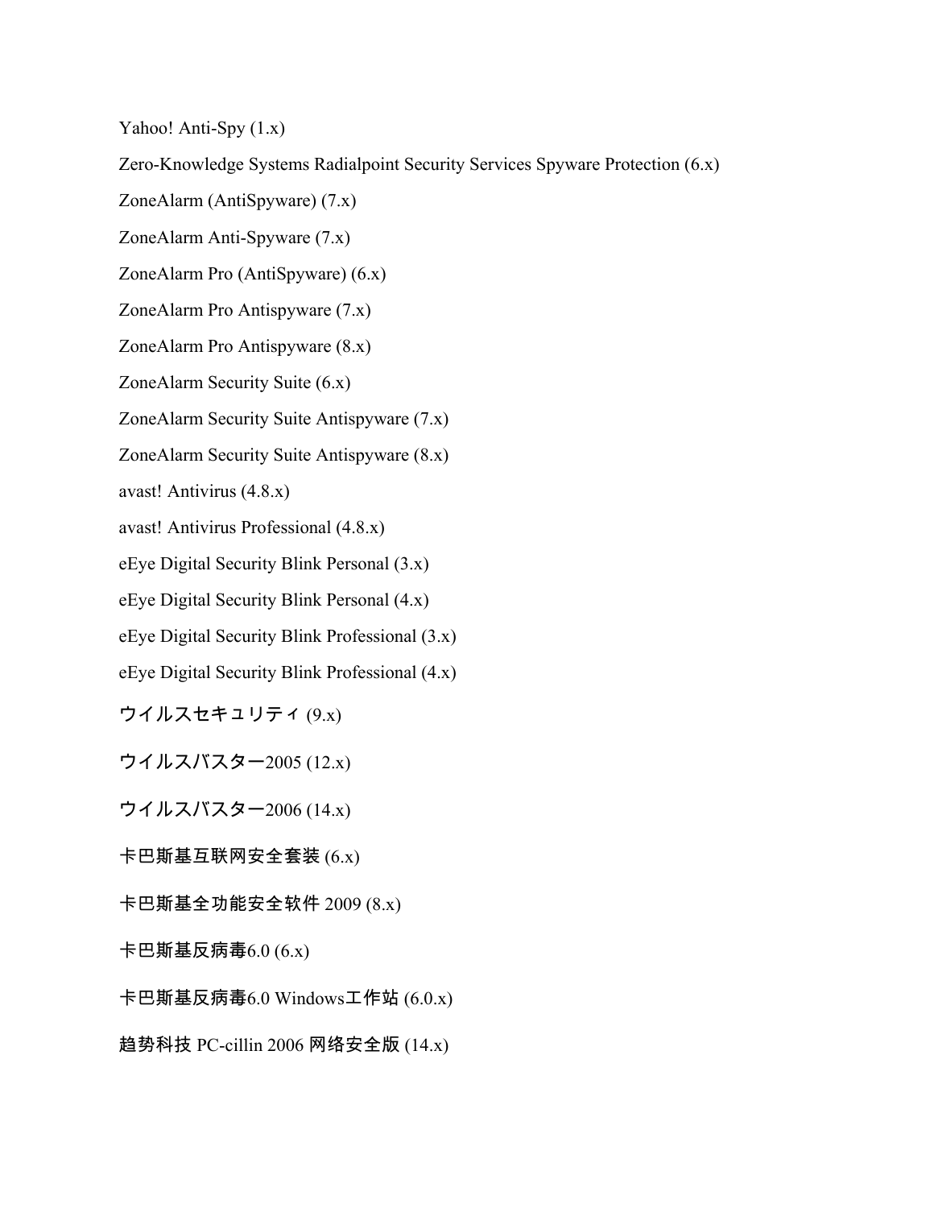Yahoo! Anti-Spy (1.x)

Zero-Knowledge Systems Radialpoint Security Services Spyware Protection (6.x)

ZoneAlarm (AntiSpyware) (7.x)

ZoneAlarm Anti-Spyware (7.x)

ZoneAlarm Pro (AntiSpyware) (6.x)

ZoneAlarm Pro Antispyware (7.x)

ZoneAlarm Pro Antispyware (8.x)

ZoneAlarm Security Suite (6.x)

ZoneAlarm Security Suite Antispyware (7.x)

ZoneAlarm Security Suite Antispyware (8.x)

avast! Antivirus (4.8.x)

avast! Antivirus Professional (4.8.x)

eEye Digital Security Blink Personal (3.x)

eEye Digital Security Blink Personal (4.x)

eEye Digital Security Blink Professional (3.x)

eEye Digital Security Blink Professional (4.x)

ウイルスセキュリティ (9.x)

ウイルスバスター2005 (12.x)

ウイルスバスター2006 (14.x)

卡巴斯基互联网安全套装 (6.x)

卡巴斯基全功能安全软件 2009 (8.x)

卡巴斯基反病毒6.0 (6.x)

卡巴斯基反病毒6.0 Windows工作站 (6.0.x)

趋势科技 PC-cillin 2006 网络安全版 (14.x)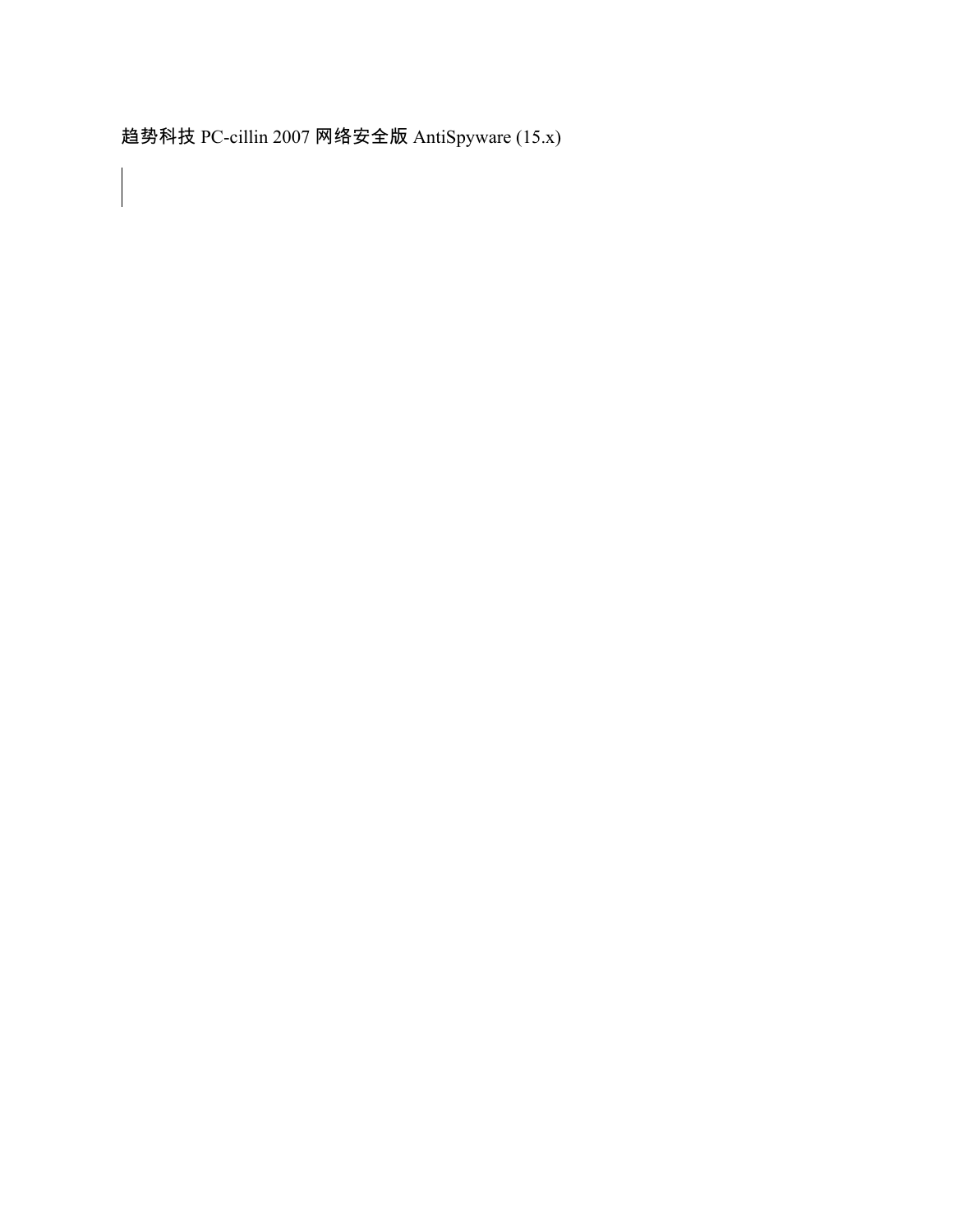趋势科技 PC-cillin 2007 网络安全版 AntiSpyware (15.x)